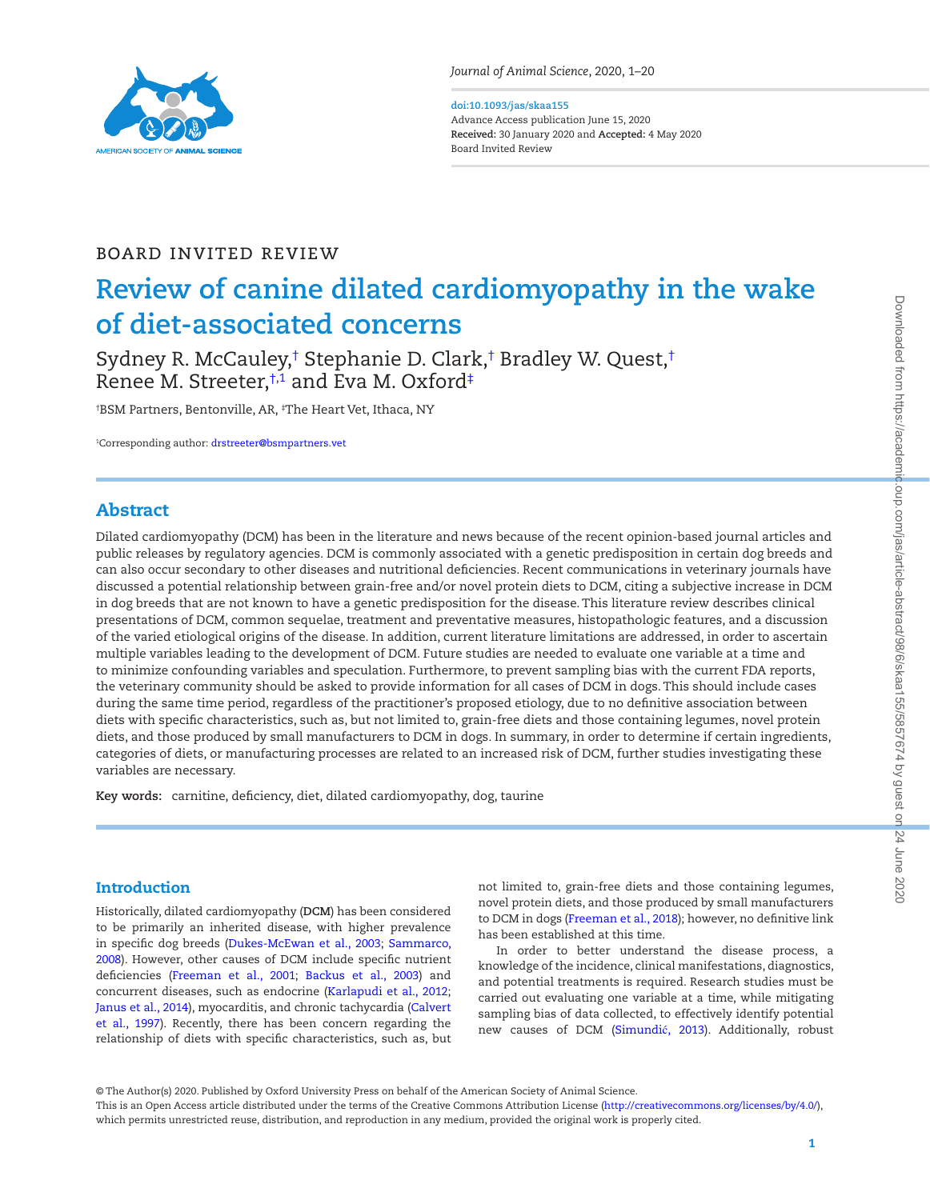*Journal of Animal Science*, 2020, 1–20

doi:10.1093/jas/skaa155
Advance Access publication June 15, 2020
**Received:** 30 January 2020 and **Accepted:** 4 May 2020
Board Invited Review

BOARD INVITED REVIEW

# Review of canine dilated cardiomyopathy in the wake of diet-associated concerns

Sydney R. McCauley,[†] Stephanie D. Clark,[†] Bradley W. Quest,[†] Renee M. Streeter,[†,1] and Eva M. Oxford[‡]

[†]BSM Partners, Bentonville, AR, [‡]The Heart Vet, Ithaca, NY

[1]Corresponding author: drstreeter@bsmpartners.vet

## Abstract

Dilated cardiomyopathy (DCM) has been in the literature and news because of the recent opinion-based journal articles and public releases by regulatory agencies. DCM is commonly associated with a genetic predisposition in certain dog breeds and can also occur secondary to other diseases and nutritional deficiencies. Recent communications in veterinary journals have discussed a potential relationship between grain-free and/or novel protein diets to DCM, citing a subjective increase in DCM in dog breeds that are not known to have a genetic predisposition for the disease. This literature review describes clinical presentations of DCM, common sequelae, treatment and preventative measures, histopathologic features, and a discussion of the varied etiological origins of the disease. In addition, current literature limitations are addressed, in order to ascertain multiple variables leading to the development of DCM. Future studies are needed to evaluate one variable at a time and to minimize confounding variables and speculation. Furthermore, to prevent sampling bias with the current FDA reports, the veterinary community should be asked to provide information for all cases of DCM in dogs. This should include cases during the same time period, regardless of the practitioner's proposed etiology, due to no definitive association between diets with specific characteristics, such as, but not limited to, grain-free diets and those containing legumes, novel protein diets, and those produced by small manufacturers to DCM in dogs. In summary, in order to determine if certain ingredients, categories of diets, or manufacturing processes are related to an increased risk of DCM, further studies investigating these variables are necessary.

**Key words:** carnitine, deficiency, diet, dilated cardiomyopathy, dog, taurine

## Introduction

Historically, dilated cardiomyopathy (**DCM**) has been considered to be primarily an inherited disease, with higher prevalence in specific dog breeds (Dukes-McEwan et al., 2003; Sammarco, 2008). However, other causes of DCM include specific nutrient deficiencies (Freeman et al., 2001; Backus et al., 2003) and concurrent diseases, such as endocrine (Karlapudi et al., 2012; Janus et al., 2014), myocarditis, and chronic tachycardia (Calvert et al., 1997). Recently, there has been concern regarding the relationship of diets with specific characteristics, such as, but not limited to, grain-free diets and those containing legumes, novel protein diets, and those produced by small manufacturers to DCM in dogs (Freeman et al., 2018); however, no definitive link has been established at this time.

In order to better understand the disease process, a knowledge of the incidence, clinical manifestations, diagnostics, and potential treatments is required. Research studies must be carried out evaluating one variable at a time, while mitigating sampling bias of data collected, to effectively identify potential new causes of DCM (Simundić, 2013). Additionally, robust

© The Author(s) 2020. Published by Oxford University Press on behalf of the American Society of Animal Science.
This is an Open Access article distributed under the terms of the Creative Commons Attribution License (http://creativecommons.org/licenses/by/4.0/), which permits unrestricted reuse, distribution, and reproduction in any medium, provided the original work is properly cited.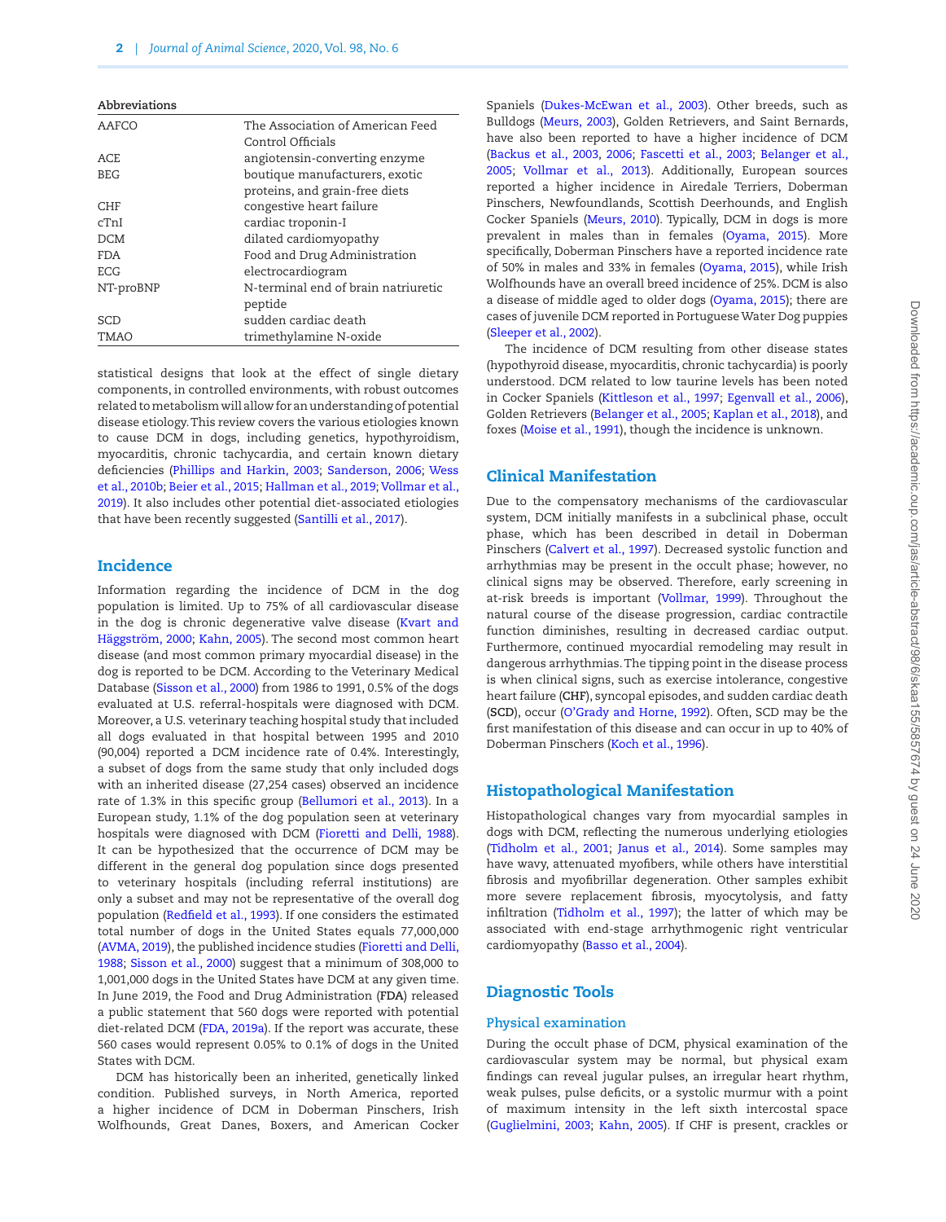**Abbreviations**

| | |
|---|---|
| AAFCO | The Association of American Feed Control Officials |
| ACE | angiotensin-converting enzyme |
| BEG | boutique manufacturers, exotic proteins, and grain-free diets |
| CHF | congestive heart failure |
| cTnI | cardiac troponin-I |
| DCM | dilated cardiomyopathy |
| FDA | Food and Drug Administration |
| ECG | electrocardiogram |
| NT-proBNP | N-terminal end of brain natriuretic peptide |
| SCD | sudden cardiac death |
| TMAO | trimethylamine N-oxide |

statistical designs that look at the effect of single dietary components, in controlled environments, with robust outcomes related to metabolism will allow for an understanding of potential disease etiology. This review covers the various etiologies known to cause DCM in dogs, including genetics, hypothyroidism, myocarditis, chronic tachycardia, and certain known dietary deficiencies (Phillips and Harkin, 2003; Sanderson, 2006; Wess et al., 2010b; Beier et al., 2015; Hallman et al., 2019; Vollmar et al., 2019). It also includes other potential diet-associated etiologies that have been recently suggested (Santilli et al., 2017).

## Incidence

Information regarding the incidence of DCM in the dog population is limited. Up to 75% of all cardiovascular disease in the dog is chronic degenerative valve disease (Kvart and Häggström, 2000; Kahn, 2005). The second most common heart disease (and most common primary myocardial disease) in the dog is reported to be DCM. According to the Veterinary Medical Database (Sisson et al., 2000) from 1986 to 1991, 0.5% of the dogs evaluated at U.S. referral-hospitals were diagnosed with DCM. Moreover, a U.S. veterinary teaching hospital study that included all dogs evaluated in that hospital between 1995 and 2010 (90,004) reported a DCM incidence rate of 0.4%. Interestingly, a subset of dogs from the same study that only included dogs with an inherited disease (27,254 cases) observed an incidence rate of 1.3% in this specific group (Bellumori et al., 2013). In a European study, 1.1% of the dog population seen at veterinary hospitals were diagnosed with DCM (Fioretti and Delli, 1988). It can be hypothesized that the occurrence of DCM may be different in the general dog population since dogs presented to veterinary hospitals (including referral institutions) are only a subset and may not be representative of the overall dog population (Redfield et al., 1993). If one considers the estimated total number of dogs in the United States equals 77,000,000 (AVMA, 2019), the published incidence studies (Fioretti and Delli, 1988; Sisson et al., 2000) suggest that a minimum of 308,000 to 1,001,000 dogs in the United States have DCM at any given time. In June 2019, the Food and Drug Administration (**FDA**) released a public statement that 560 dogs were reported with potential diet-related DCM (FDA, 2019a). If the report was accurate, these 560 cases would represent 0.05% to 0.1% of dogs in the United States with DCM.

DCM has historically been an inherited, genetically linked condition. Published surveys, in North America, reported a higher incidence of DCM in Doberman Pinschers, Irish Wolfhounds, Great Danes, Boxers, and American Cocker Spaniels (Dukes-McEwan et al., 2003). Other breeds, such as Bulldogs (Meurs, 2003), Golden Retrievers, and Saint Bernards, have also been reported to have a higher incidence of DCM (Backus et al., 2003, 2006; Fascetti et al., 2003; Belanger et al., 2005; Vollmar et al., 2013). Additionally, European sources reported a higher incidence in Airedale Terriers, Doberman Pinschers, Newfoundlands, Scottish Deerhounds, and English Cocker Spaniels (Meurs, 2010). Typically, DCM in dogs is more prevalent in males than in females (Oyama, 2015). More specifically, Doberman Pinschers have a reported incidence rate of 50% in males and 33% in females (Oyama, 2015), while Irish Wolfhounds have an overall breed incidence of 25%. DCM is also a disease of middle aged to older dogs (Oyama, 2015); there are cases of juvenile DCM reported in Portuguese Water Dog puppies (Sleeper et al., 2002).

The incidence of DCM resulting from other disease states (hypothyroid disease, myocarditis, chronic tachycardia) is poorly understood. DCM related to low taurine levels has been noted in Cocker Spaniels (Kittleson et al., 1997; Egenvall et al., 2006), Golden Retrievers (Belanger et al., 2005; Kaplan et al., 2018), and foxes (Moise et al., 1991), though the incidence is unknown.

## Clinical Manifestation

Due to the compensatory mechanisms of the cardiovascular system, DCM initially manifests in a subclinical phase, occult phase, which has been described in detail in Doberman Pinschers (Calvert et al., 1997). Decreased systolic function and arrhythmias may be present in the occult phase; however, no clinical signs may be observed. Therefore, early screening in at-risk breeds is important (Vollmar, 1999). Throughout the natural course of the disease progression, cardiac contractile function diminishes, resulting in decreased cardiac output. Furthermore, continued myocardial remodeling may result in dangerous arrhythmias. The tipping point in the disease process is when clinical signs, such as exercise intolerance, congestive heart failure (**CHF**), syncopal episodes, and sudden cardiac death (**SCD**), occur (O'Grady and Horne, 1992). Often, SCD may be the first manifestation of this disease and can occur in up to 40% of Doberman Pinschers (Koch et al., 1996).

## Histopathological Manifestation

Histopathological changes vary from myocardial samples in dogs with DCM, reflecting the numerous underlying etiologies (Tidholm et al., 2001; Janus et al., 2014). Some samples may have wavy, attenuated myofibers, while others have interstitial fibrosis and myofibrillar degeneration. Other samples exhibit more severe replacement fibrosis, myocytolysis, and fatty infiltration (Tidholm et al., 1997); the latter of which may be associated with end-stage arrhythmogenic right ventricular cardiomyopathy (Basso et al., 2004).

## Diagnostic Tools

### Physical examination

During the occult phase of DCM, physical examination of the cardiovascular system may be normal, but physical exam findings can reveal jugular pulses, an irregular heart rhythm, weak pulses, pulse deficits, or a systolic murmur with a point of maximum intensity in the left sixth intercostal space (Guglielmini, 2003; Kahn, 2005). If CHF is present, crackles or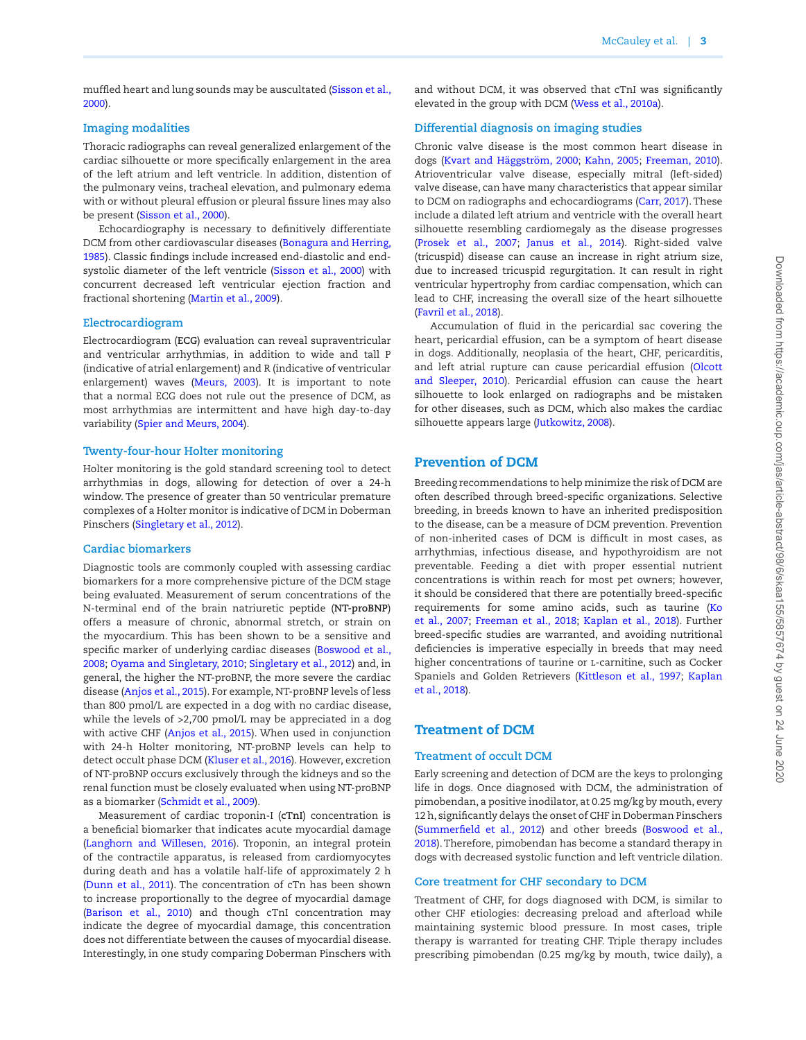muffled heart and lung sounds may be auscultated (Sisson et al., 2000).

### Imaging modalities

Thoracic radiographs can reveal generalized enlargement of the cardiac silhouette or more specifically enlargement in the area of the left atrium and left ventricle. In addition, distention of the pulmonary veins, tracheal elevation, and pulmonary edema with or without pleural effusion or pleural fissure lines may also be present (Sisson et al., 2000).

Echocardiography is necessary to definitively differentiate DCM from other cardiovascular diseases (Bonagura and Herring, 1985). Classic findings include increased end-diastolic and end-systolic diameter of the left ventricle (Sisson et al., 2000) with concurrent decreased left ventricular ejection fraction and fractional shortening (Martin et al., 2009).

### Electrocardiogram

Electrocardiogram (**ECG**) evaluation can reveal supraventricular and ventricular arrhythmias, in addition to wide and tall P (indicative of atrial enlargement) and R (indicative of ventricular enlargement) waves (Meurs, 2003). It is important to note that a normal ECG does not rule out the presence of DCM, as most arrhythmias are intermittent and have high day-to-day variability (Spier and Meurs, 2004).

### Twenty-four-hour Holter monitoring

Holter monitoring is the gold standard screening tool to detect arrhythmias in dogs, allowing for detection of over a 24-h window. The presence of greater than 50 ventricular premature complexes of a Holter monitor is indicative of DCM in Doberman Pinschers (Singletary et al., 2012).

### Cardiac biomarkers

Diagnostic tools are commonly coupled with assessing cardiac biomarkers for a more comprehensive picture of the DCM stage being evaluated. Measurement of serum concentrations of the N-terminal end of the brain natriuretic peptide (**NT-proBNP**) offers a measure of chronic, abnormal stretch, or strain on the myocardium. This has been shown to be a sensitive and specific marker of underlying cardiac diseases (Boswood et al., 2008; Oyama and Singletary, 2010; Singletary et al., 2012) and, in general, the higher the NT-proBNP, the more severe the cardiac disease (Anjos et al., 2015). For example, NT-proBNP levels of less than 800 pmol/L are expected in a dog with no cardiac disease, while the levels of >2,700 pmol/L may be appreciated in a dog with active CHF (Anjos et al., 2015). When used in conjunction with 24-h Holter monitoring, NT-proBNP levels can help to detect occult phase DCM (Kluser et al., 2016). However, excretion of NT-proBNP occurs exclusively through the kidneys and so the renal function must be closely evaluated when using NT-proBNP as a biomarker (Schmidt et al., 2009).

Measurement of cardiac troponin-I (**cTnI**) concentration is a beneficial biomarker that indicates acute myocardial damage (Langhorn and Willesen, 2016). Troponin, an integral protein of the contractile apparatus, is released from cardiomyocytes during death and has a volatile half-life of approximately 2 h (Dunn et al., 2011). The concentration of cTn has been shown to increase proportionally to the degree of myocardial damage (Barison et al., 2010) and though cTnI concentration may indicate the degree of myocardial damage, this concentration does not differentiate between the causes of myocardial disease. Interestingly, in one study comparing Doberman Pinschers with and without DCM, it was observed that cTnI was significantly elevated in the group with DCM (Wess et al., 2010a).

### Differential diagnosis on imaging studies

Chronic valve disease is the most common heart disease in dogs (Kvart and Häggström, 2000; Kahn, 2005; Freeman, 2010). Atrioventricular valve disease, especially mitral (left-sided) valve disease, can have many characteristics that appear similar to DCM on radiographs and echocardiograms (Carr, 2017). These include a dilated left atrium and ventricle with the overall heart silhouette resembling cardiomegaly as the disease progresses (Prosek et al., 2007; Janus et al., 2014). Right-sided valve (tricuspid) disease can cause an increase in right atrium size, due to increased tricuspid regurgitation. It can result in right ventricular hypertrophy from cardiac compensation, which can lead to CHF, increasing the overall size of the heart silhouette (Favril et al., 2018).

Accumulation of fluid in the pericardial sac covering the heart, pericardial effusion, can be a symptom of heart disease in dogs. Additionally, neoplasia of the heart, CHF, pericarditis, and left atrial rupture can cause pericardial effusion (Olcott and Sleeper, 2010). Pericardial effusion can cause the heart silhouette to look enlarged on radiographs and be mistaken for other diseases, such as DCM, which also makes the cardiac silhouette appears large (Jutkowitz, 2008).

## Prevention of DCM

Breeding recommendations to help minimize the risk of DCM are often described through breed-specific organizations. Selective breeding, in breeds known to have an inherited predisposition to the disease, can be a measure of DCM prevention. Prevention of non-inherited cases of DCM is difficult in most cases, as arrhythmias, infectious disease, and hypothyroidism are not preventable. Feeding a diet with proper essential nutrient concentrations is within reach for most pet owners; however, it should be considered that there are potentially breed-specific requirements for some amino acids, such as taurine (Ko et al., 2007; Freeman et al., 2018; Kaplan et al., 2018). Further breed-specific studies are warranted, and avoiding nutritional deficiencies is imperative especially in breeds that may need higher concentrations of taurine or L-carnitine, such as Cocker Spaniels and Golden Retrievers (Kittleson et al., 1997; Kaplan et al., 2018).

## Treatment of DCM

### Treatment of occult DCM

Early screening and detection of DCM are the keys to prolonging life in dogs. Once diagnosed with DCM, the administration of pimobendan, a positive inodilator, at 0.25 mg/kg by mouth, every 12 h, significantly delays the onset of CHF in Doberman Pinschers (Summerfield et al., 2012) and other breeds (Boswood et al., 2018). Therefore, pimobendan has become a standard therapy in dogs with decreased systolic function and left ventricle dilation.

### Core treatment for CHF secondary to DCM

Treatment of CHF, for dogs diagnosed with DCM, is similar to other CHF etiologies: decreasing preload and afterload while maintaining systemic blood pressure. In most cases, triple therapy is warranted for treating CHF. Triple therapy includes prescribing pimobendan (0.25 mg/kg by mouth, twice daily), a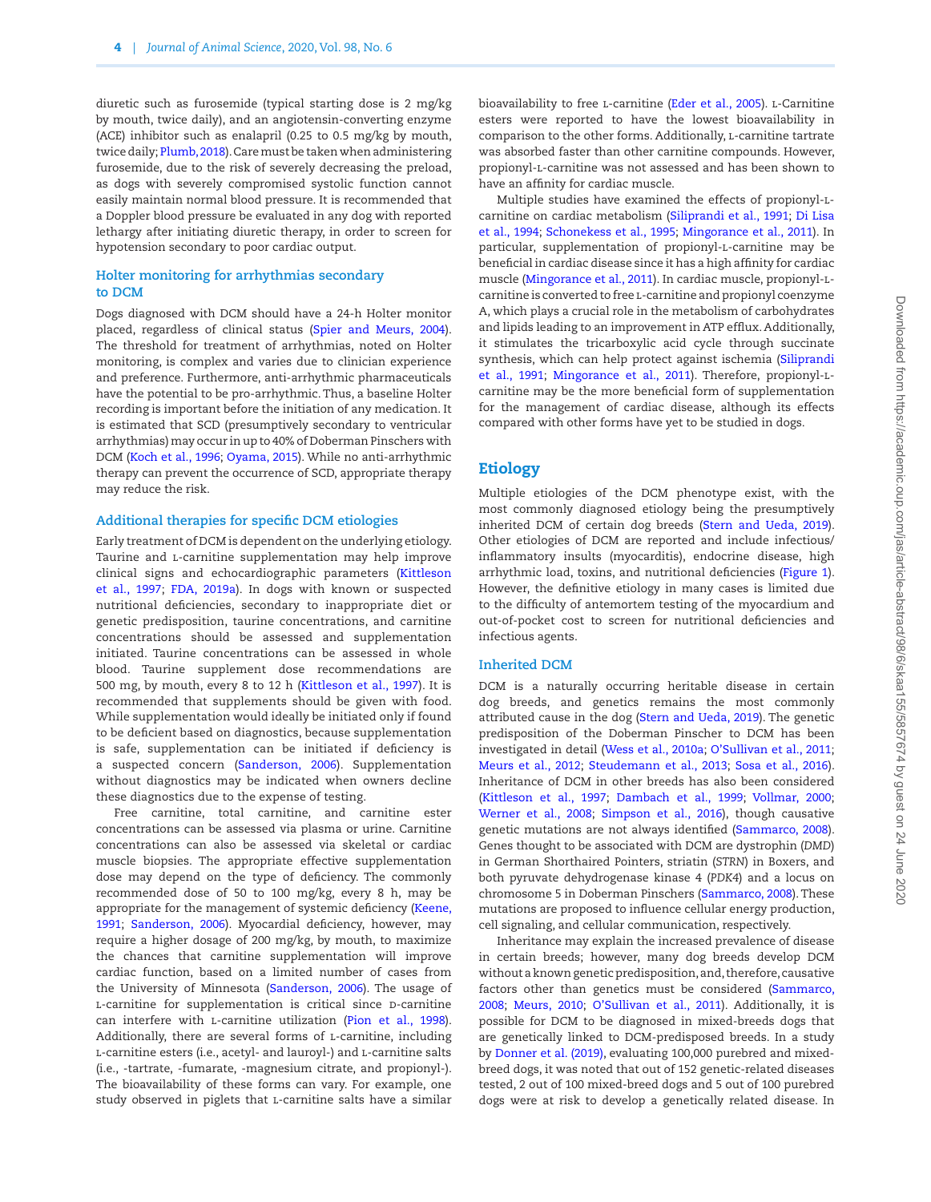diuretic such as furosemide (typical starting dose is 2 mg/kg by mouth, twice daily), and an angiotensin-converting enzyme (ACE) inhibitor such as enalapril (0.25 to 0.5 mg/kg by mouth, twice daily; Plumb, 2018). Care must be taken when administering furosemide, due to the risk of severely decreasing the preload, as dogs with severely compromised systolic function cannot easily maintain normal blood pressure. It is recommended that a Doppler blood pressure be evaluated in any dog with reported lethargy after initiating diuretic therapy, in order to screen for hypotension secondary to poor cardiac output.

### Holter monitoring for arrhythmias secondary to DCM

Dogs diagnosed with DCM should have a 24-h Holter monitor placed, regardless of clinical status (Spier and Meurs, 2004). The threshold for treatment of arrhythmias, noted on Holter monitoring, is complex and varies due to clinician experience and preference. Furthermore, anti-arrhythmic pharmaceuticals have the potential to be pro-arrhythmic. Thus, a baseline Holter recording is important before the initiation of any medication. It is estimated that SCD (presumptively secondary to ventricular arrhythmias) may occur in up to 40% of Doberman Pinschers with DCM (Koch et al., 1996; Oyama, 2015). While no anti-arrhythmic therapy can prevent the occurrence of SCD, appropriate therapy may reduce the risk.

### Additional therapies for specific DCM etiologies

Early treatment of DCM is dependent on the underlying etiology. Taurine and L-carnitine supplementation may help improve clinical signs and echocardiographic parameters (Kittleson et al., 1997; FDA, 2019a). In dogs with known or suspected nutritional deficiencies, secondary to inappropriate diet or genetic predisposition, taurine concentrations, and carnitine concentrations should be assessed and supplementation initiated. Taurine concentrations can be assessed in whole blood. Taurine supplement dose recommendations are 500 mg, by mouth, every 8 to 12 h (Kittleson et al., 1997). It is recommended that supplements should be given with food. While supplementation would ideally be initiated only if found to be deficient based on diagnostics, because supplementation is safe, supplementation can be initiated if deficiency is a suspected concern (Sanderson, 2006). Supplementation without diagnostics may be indicated when owners decline these diagnostics due to the expense of testing.

Free carnitine, total carnitine, and carnitine ester concentrations can be assessed via plasma or urine. Carnitine concentrations can also be assessed via skeletal or cardiac muscle biopsies. The appropriate effective supplementation dose may depend on the type of deficiency. The commonly recommended dose of 50 to 100 mg/kg, every 8 h, may be appropriate for the management of systemic deficiency (Keene, 1991; Sanderson, 2006). Myocardial deficiency, however, may require a higher dosage of 200 mg/kg, by mouth, to maximize the chances that carnitine supplementation will improve cardiac function, based on a limited number of cases from the University of Minnesota (Sanderson, 2006). The usage of L-carnitine for supplementation is critical since D-carnitine can interfere with L-carnitine utilization (Pion et al., 1998). Additionally, there are several forms of L-carnitine, including L-carnitine esters (i.e., acetyl- and lauroyl-) and L-carnitine salts (i.e., -tartrate, -fumarate, -magnesium citrate, and propionyl-). The bioavailability of these forms can vary. For example, one study observed in piglets that L-carnitine salts have a similar bioavailability to free L-carnitine (Eder et al., 2005). L-Carnitine esters were reported to have the lowest bioavailability in comparison to the other forms. Additionally, L-carnitine tartrate was absorbed faster than other carnitine compounds. However, propionyl-L-carnitine was not assessed and has been shown to have an affinity for cardiac muscle.

Multiple studies have examined the effects of propionyl-L-carnitine on cardiac metabolism (Siliprandi et al., 1991; Di Lisa et al., 1994; Schonekess et al., 1995; Mingorance et al., 2011). In particular, supplementation of propionyl-L-carnitine may be beneficial in cardiac disease since it has a high affinity for cardiac muscle (Mingorance et al., 2011). In cardiac muscle, propionyl-L-carnitine is converted to free L-carnitine and propionyl coenzyme A, which plays a crucial role in the metabolism of carbohydrates and lipids leading to an improvement in ATP efflux. Additionally, it stimulates the tricarboxylic acid cycle through succinate synthesis, which can help protect against ischemia (Siliprandi et al., 1991; Mingorance et al., 2011). Therefore, propionyl-L-carnitine may be the more beneficial form of supplementation for the management of cardiac disease, although its effects compared with other forms have yet to be studied in dogs.

## Etiology

Multiple etiologies of the DCM phenotype exist, with the most commonly diagnosed etiology being the presumptively inherited DCM of certain dog breeds (Stern and Ueda, 2019). Other etiologies of DCM are reported and include infectious/inflammatory insults (myocarditis), endocrine disease, high arrhythmic load, toxins, and nutritional deficiencies (Figure 1). However, the definitive etiology in many cases is limited due to the difficulty of antemortem testing of the myocardium and out-of-pocket cost to screen for nutritional deficiencies and infectious agents.

### Inherited DCM

DCM is a naturally occurring heritable disease in certain dog breeds, and genetics remains the most commonly attributed cause in the dog (Stern and Ueda, 2019). The genetic predisposition of the Doberman Pinscher to DCM has been investigated in detail (Wess et al., 2010a; O'Sullivan et al., 2011; Meurs et al., 2012; Steudemann et al., 2013; Sosa et al., 2016). Inheritance of DCM in other breeds has also been considered (Kittleson et al., 1997; Dambach et al., 1999; Vollmar, 2000; Werner et al., 2008; Simpson et al., 2016), though causative genetic mutations are not always identified (Sammarco, 2008). Genes thought to be associated with DCM are dystrophin (*DMD*) in German Shorthaired Pointers, striatin (*STRN*) in Boxers, and both pyruvate dehydrogenase kinase 4 (*PDK4*) and a locus on chromosome 5 in Doberman Pinschers (Sammarco, 2008). These mutations are proposed to influence cellular energy production, cell signaling, and cellular communication, respectively.

Inheritance may explain the increased prevalence of disease in certain breeds; however, many dog breeds develop DCM without a known genetic predisposition, and, therefore, causative factors other than genetics must be considered (Sammarco, 2008; Meurs, 2010; O'Sullivan et al., 2011). Additionally, it is possible for DCM to be diagnosed in mixed-breeds dogs that are genetically linked to DCM-predisposed breeds. In a study by Donner et al. (2019), evaluating 100,000 purebred and mixed-breed dogs, it was noted that out of 152 genetic-related diseases tested, 2 out of 100 mixed-breed dogs and 5 out of 100 purebred dogs were at risk to develop a genetically related disease. In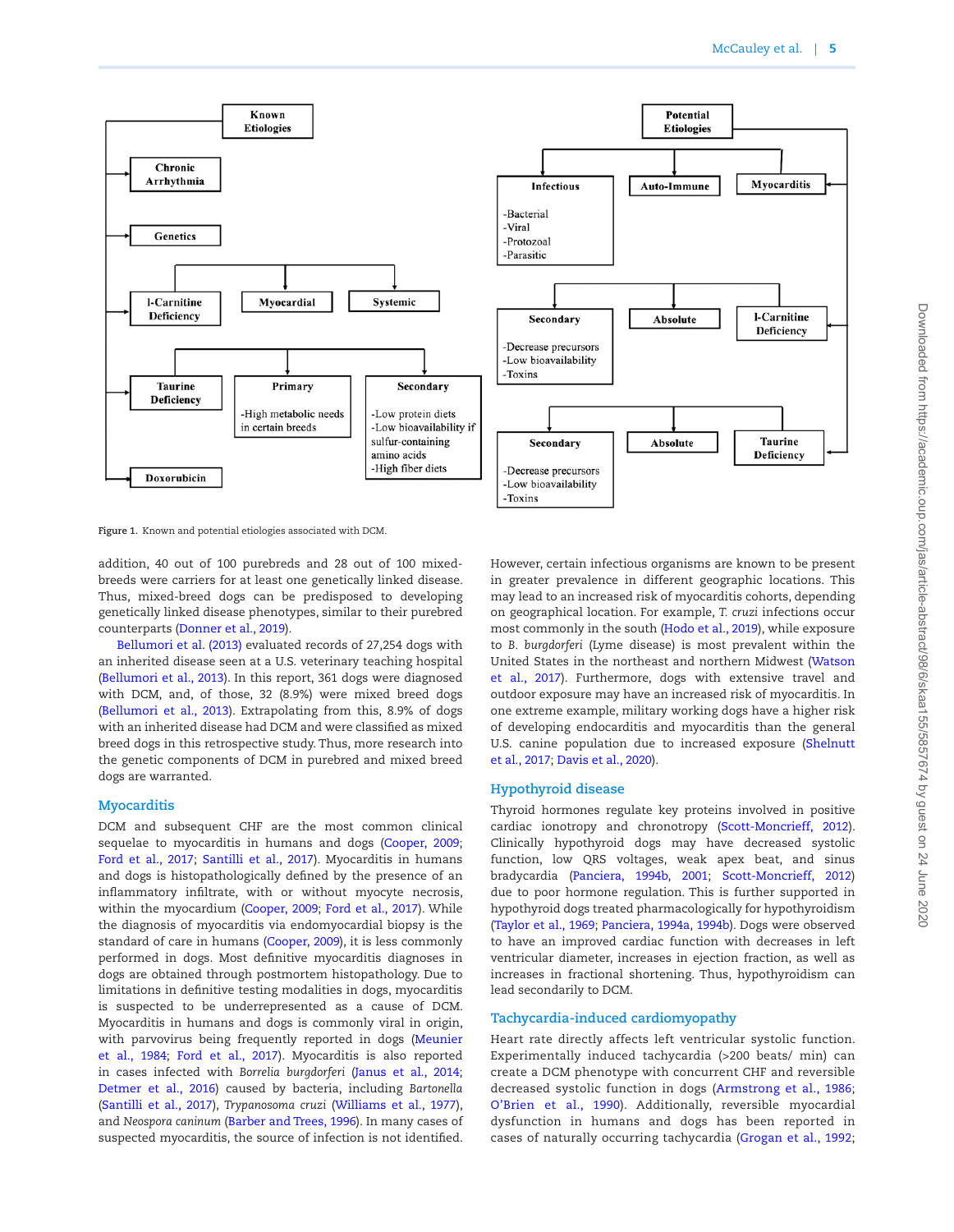Figure 1. Known and potential etiologies associated with DCM.

addition, 40 out of 100 purebreds and 28 out of 100 mixed-breeds were carriers for at least one genetically linked disease. Thus, mixed-breed dogs can be predisposed to developing genetically linked disease phenotypes, similar to their purebred counterparts (Donner et al., 2019).

Bellumori et al. (2013) evaluated records of 27,254 dogs with an inherited disease seen at a U.S. veterinary teaching hospital (Bellumori et al., 2013). In this report, 361 dogs were diagnosed with DCM, and, of those, 32 (8.9%) were mixed breed dogs (Bellumori et al., 2013). Extrapolating from this, 8.9% of dogs with an inherited disease had DCM and were classified as mixed breed dogs in this retrospective study. Thus, more research into the genetic components of DCM in purebred and mixed breed dogs are warranted.

## Myocarditis

DCM and subsequent CHF are the most common clinical sequelae to myocarditis in humans and dogs (Cooper, 2009; Ford et al., 2017; Santilli et al., 2017). Myocarditis in humans and dogs is histopathologically defined by the presence of an inflammatory infiltrate, with or without myocyte necrosis, within the myocardium (Cooper, 2009; Ford et al., 2017). While the diagnosis of myocarditis via endomyocardial biopsy is the standard of care in humans (Cooper, 2009), it is less commonly performed in dogs. Most definitive myocarditis diagnoses in dogs are obtained through postmortem histopathology. Due to limitations in definitive testing modalities in dogs, myocarditis is suspected to be underrepresented as a cause of DCM. Myocarditis in humans and dogs is commonly viral in origin, with parvovirus being frequently reported in dogs (Meunier et al., 1984; Ford et al., 2017). Myocarditis is also reported in cases infected with *Borrelia burgdorferi* (Janus et al., 2014; Detmer et al., 2016) caused by bacteria, including *Bartonella* (Santilli et al., 2017), *Trypanosoma cruzi* (Williams et al., 1977), and *Neospora caninum* (Barber and Trees, 1996). In many cases of suspected myocarditis, the source of infection is not identified. However, certain infectious organisms are known to be present in greater prevalence in different geographic locations. This may lead to an increased risk of myocarditis cohorts, depending on geographical location. For example, *T. cruzi* infections occur most commonly in the south (Hodo et al., 2019), while exposure to *B. burgdorferi* (Lyme disease) is most prevalent within the United States in the northeast and northern Midwest (Watson et al., 2017). Furthermore, dogs with extensive travel and outdoor exposure may have an increased risk of myocarditis. In one extreme example, military working dogs have a higher risk of developing endocarditis and myocarditis than the general U.S. canine population due to increased exposure (Shelnutt et al., 2017; Davis et al., 2020).

## Hypothyroid disease

Thyroid hormones regulate key proteins involved in positive cardiac ionotropy and chronotropy (Scott-Moncrieff, 2012). Clinically hypothyroid dogs may have decreased systolic function, low QRS voltages, weak apex beat, and sinus bradycardia (Panciera, 1994b, 2001; Scott-Moncrieff, 2012) due to poor hormone regulation. This is further supported in hypothyroid dogs treated pharmacologically for hypothyroidism (Taylor et al., 1969; Panciera, 1994a, 1994b). Dogs were observed to have an improved cardiac function with decreases in left ventricular diameter, increases in ejection fraction, as well as increases in fractional shortening. Thus, hypothyroidism can lead secondarily to DCM.

## Tachycardia-induced cardiomyopathy

Heart rate directly affects left ventricular systolic function. Experimentally induced tachycardia (>200 beats/ min) can create a DCM phenotype with concurrent CHF and reversible decreased systolic function in dogs (Armstrong et al., 1986; O'Brien et al., 1990). Additionally, reversible myocardial dysfunction in humans and dogs has been reported in cases of naturally occurring tachycardia (Grogan et al., 1992;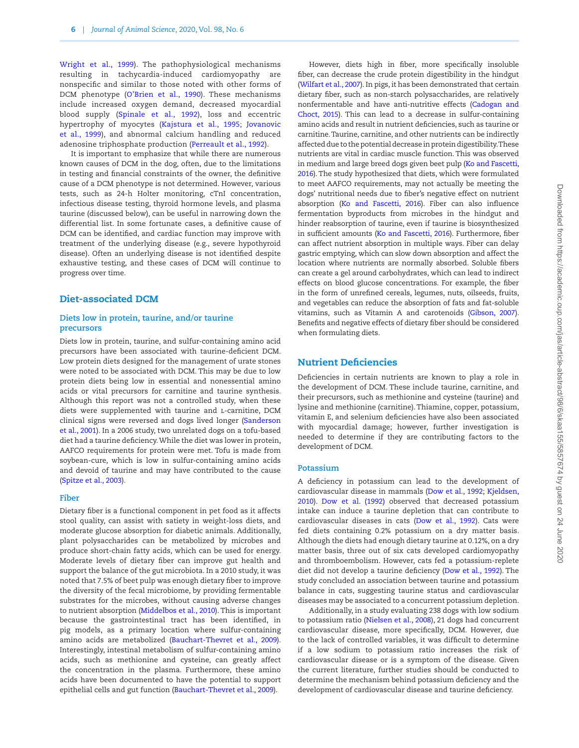Wright et al., 1999). The pathophysiological mechanisms resulting in tachycardia-induced cardiomyopathy are nonspecific and similar to those noted with other forms of DCM phenotype (O'Brien et al., 1990). These mechanisms include increased oxygen demand, decreased myocardial blood supply (Spinale et al., 1992), loss and eccentric hypertrophy of myocytes (Kajstura et al., 1995; Jovanovic et al., 1999), and abnormal calcium handling and reduced adenosine triphosphate production (Perreault et al., 1992).

It is important to emphasize that while there are numerous known causes of DCM in the dog, often, due to the limitations in testing and financial constraints of the owner, the definitive cause of a DCM phenotype is not determined. However, various tests, such as 24-h Holter monitoring, cTnI concentration, infectious disease testing, thyroid hormone levels, and plasma taurine (discussed below), can be useful in narrowing down the differential list. In some fortunate cases, a definitive cause of DCM can be identified, and cardiac function may improve with treatment of the underlying disease (e.g., severe hypothyroid disease). Often an underlying disease is not identified despite exhaustive testing, and these cases of DCM will continue to progress over time.

## Diet-associated DCM

### Diets low in protein, taurine, and/or taurine precursors

Diets low in protein, taurine, and sulfur-containing amino acid precursors have been associated with taurine-deficient DCM. Low protein diets designed for the management of urate stones were noted to be associated with DCM. This may be due to low protein diets being low in essential and nonessential amino acids or vital precursors for carnitine and taurine synthesis. Although this report was not a controlled study, when these diets were supplemented with taurine and L-carnitine, DCM clinical signs were reversed and dogs lived longer (Sanderson et al., 2001). In a 2006 study, two unrelated dogs on a tofu-based diet had a taurine deficiency. While the diet was lower in protein, AAFCO requirements for protein were met. Tofu is made from soybean-cure, which is low in sulfur-containing amino acids and devoid of taurine and may have contributed to the cause (Spitze et al., 2003).

### Fiber

Dietary fiber is a functional component in pet food as it affects stool quality, can assist with satiety in weight-loss diets, and moderate glucose absorption for diabetic animals. Additionally, plant polysaccharides can be metabolized by microbes and produce short-chain fatty acids, which can be used for energy. Moderate levels of dietary fiber can improve gut health and support the balance of the gut microbiota. In a 2010 study, it was noted that 7.5% of beet pulp was enough dietary fiber to improve the diversity of the fecal microbiome, by providing fermentable substrates for the microbes, without causing adverse changes to nutrient absorption (Middelbos et al., 2010). This is important because the gastrointestinal tract has been identified, in pig models, as a primary location where sulfur-containing amino acids are metabolized (Bauchart-Thevret et al., 2009). Interestingly, intestinal metabolism of sulfur-containing amino acids, such as methionine and cysteine, can greatly affect the concentration in the plasma. Furthermore, these amino acids have been documented to have the potential to support epithelial cells and gut function (Bauchart-Thevret et al., 2009).

However, diets high in fiber, more specifically insoluble fiber, can decrease the crude protein digestibility in the hindgut (Wilfart et al., 2007). In pigs, it has been demonstrated that certain dietary fiber, such as non-starch polysaccharides, are relatively nonfermentable and have anti-nutritive effects (Cadogan and Choct, 2015). This can lead to a decrease in sulfur-containing amino acids and result in nutrient deficiencies, such as taurine or carnitine. Taurine, carnitine, and other nutrients can be indirectly affected due to the potential decrease in protein digestibility. These nutrients are vital in cardiac muscle function. This was observed in medium and large breed dogs given beet pulp (Ko and Fascetti, 2016). The study hypothesized that diets, which were formulated to meet AAFCO requirements, may not actually be meeting the dogs' nutritional needs due to fiber's negative effect on nutrient absorption (Ko and Fascetti, 2016). Fiber can also influence fermentation byproducts from microbes in the hindgut and hinder reabsorption of taurine, even if taurine is biosynthesized in sufficient amounts (Ko and Fascetti, 2016). Furthermore, fiber can affect nutrient absorption in multiple ways. Fiber can delay gastric emptying, which can slow down absorption and affect the location where nutrients are normally absorbed. Soluble fibers can create a gel around carbohydrates, which can lead to indirect effects on blood glucose concentrations. For example, the fiber in the form of unrefined cereals, legumes, nuts, oilseeds, fruits, and vegetables can reduce the absorption of fats and fat-soluble vitamins, such as Vitamin A and carotenoids (Gibson, 2007). Benefits and negative effects of dietary fiber should be considered when formulating diets.

## Nutrient Deficiencies

Deficiencies in certain nutrients are known to play a role in the development of DCM. These include taurine, carnitine, and their precursors, such as methionine and cysteine (taurine) and lysine and methionine (carnitine). Thiamine, copper, potassium, vitamin E, and selenium deficiencies have also been associated with myocardial damage; however, further investigation is needed to determine if they are contributing factors to the development of DCM.

### Potassium

A deficiency in potassium can lead to the development of cardiovascular disease in mammals (Dow et al., 1992; Kjeldsen, 2010). Dow et al. (1992) observed that decreased potassium intake can induce a taurine depletion that can contribute to cardiovascular diseases in cats (Dow et al., 1992). Cats were fed diets containing 0.2% potassium on a dry matter basis. Although the diets had enough dietary taurine at 0.12%, on a dry matter basis, three out of six cats developed cardiomyopathy and thromboembolism. However, cats fed a potassium-replete diet did not develop a taurine deficiency (Dow et al., 1992). The study concluded an association between taurine and potassium balance in cats, suggesting taurine status and cardiovascular diseases may be associated to a concurrent potassium depletion.

Additionally, in a study evaluating 238 dogs with low sodium to potassium ratio (Nielsen et al., 2008), 21 dogs had concurrent cardiovascular disease, more specifically, DCM. However, due to the lack of controlled variables, it was difficult to determine if a low sodium to potassium ratio increases the risk of cardiovascular disease or is a symptom of the disease. Given the current literature, further studies should be conducted to determine the mechanism behind potassium deficiency and the development of cardiovascular disease and taurine deficiency.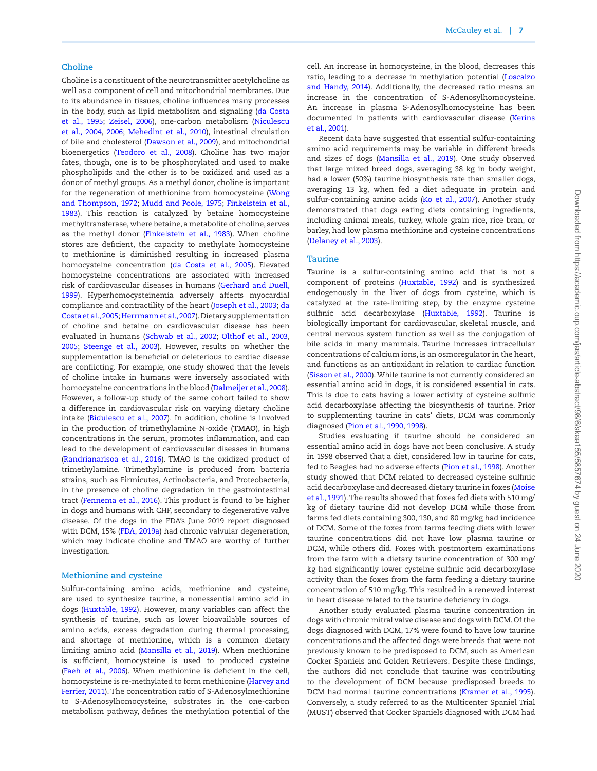## Choline

Choline is a constituent of the neurotransmitter acetylcholine as well as a component of cell and mitochondrial membranes. Due to its abundance in tissues, choline influences many processes in the body, such as lipid metabolism and signaling (da Costa et al., 1995; Zeisel, 2006), one-carbon metabolism (Niculescu et al., 2004, 2006; Mehedint et al., 2010), intestinal circulation of bile and cholesterol (Dawson et al., 2009), and mitochondrial bioenergetics (Teodoro et al., 2008). Choline has two major fates, though, one is to be phosphorylated and used to make phospholipids and the other is to be oxidized and used as a donor of methyl groups. As a methyl donor, choline is important for the regeneration of methionine from homocysteine (Wong and Thompson, 1972; Mudd and Poole, 1975; Finkelstein et al., 1983). This reaction is catalyzed by betaine homocysteine methyltransferase, where betaine, a metabolite of choline, serves as the methyl donor (Finkelstein et al., 1983). When choline stores are deficient, the capacity to methylate homocysteine to methionine is diminished resulting in increased plasma homocysteine concentration (da Costa et al., 2005). Elevated homocysteine concentrations are associated with increased risk of cardiovascular diseases in humans (Gerhard and Duell, 1999). Hyperhomocysteinemia adversely affects myocardial compliance and contractility of the heart (Joseph et al., 2003; da Costa et al., 2005; Herrmann et al., 2007). Dietary supplementation of choline and betaine on cardiovascular disease has been evaluated in humans (Schwab et al., 2002; Olthof et al., 2003, 2005; Steenge et al., 2003). However, results on whether the supplementation is beneficial or deleterious to cardiac disease are conflicting. For example, one study showed that the levels of choline intake in humans were inversely associated with homocysteine concentrations in the blood (Dalmeijer et al., 2008). However, a follow-up study of the same cohort failed to show a difference in cardiovascular risk on varying dietary choline intake (Bidulescu et al., 2007). In addition, choline is involved in the production of trimethylamine N-oxide (**TMAO**), in high concentrations in the serum, promotes inflammation, and can lead to the development of cardiovascular diseases in humans (Randrianarisoa et al., 2016). TMAO is the oxidized product of trimethylamine. Trimethylamine is produced from bacteria strains, such as Firmicutes, Actinobacteria, and Proteobacteria, in the presence of choline degradation in the gastrointestinal tract (Fennema et al., 2016). This product is found to be higher in dogs and humans with CHF, secondary to degenerative valve disease. Of the dogs in the FDA's June 2019 report diagnosed with DCM, 15% (FDA, 2019a) had chronic valvular degeneration, which may indicate choline and TMAO are worthy of further investigation.

## Methionine and cysteine

Sulfur-containing amino acids, methionine and cysteine, are used to synthesize taurine, a nonessential amino acid in dogs (Huxtable, 1992). However, many variables can affect the synthesis of taurine, such as lower bioavailable sources of amino acids, excess degradation during thermal processing, and shortage of methionine, which is a common dietary limiting amino acid (Mansilla et al., 2019). When methionine is sufficient, homocysteine is used to produced cysteine (Faeh et al., 2006). When methionine is deficient in the cell, homocysteine is re-methylated to form methionine (Harvey and Ferrier, 2011). The concentration ratio of S-Adenosylmethionine to S-Adenosylhomocysteine, substrates in the one-carbon metabolism pathway, defines the methylation potential of the cell. An increase in homocysteine, in the blood, decreases this ratio, leading to a decrease in methylation potential (Loscalzo and Handy, 2014). Additionally, the decreased ratio means an increase in the concentration of S-Adenosylhomocysteine. An increase in plasma S-Adenosylhomocysteine has been documented in patients with cardiovascular disease (Kerins et al., 2001).

Recent data have suggested that essential sulfur-containing amino acid requirements may be variable in different breeds and sizes of dogs (Mansilla et al., 2019). One study observed that large mixed breed dogs, averaging 38 kg in body weight, had a lower (50%) taurine biosynthesis rate than smaller dogs, averaging 13 kg, when fed a diet adequate in protein and sulfur-containing amino acids (Ko et al., 2007). Another study demonstrated that dogs eating diets containing ingredients, including animal meals, turkey, whole grain rice, rice bran, or barley, had low plasma methionine and cysteine concentrations (Delaney et al., 2003).

## Taurine

Taurine is a sulfur-containing amino acid that is not a component of proteins (Huxtable, 1992) and is synthesized endogenously in the liver of dogs from cysteine, which is catalyzed at the rate-limiting step, by the enzyme cysteine sulfinic acid decarboxylase (Huxtable, 1992). Taurine is biologically important for cardiovascular, skeletal muscle, and central nervous system function as well as the conjugation of bile acids in many mammals. Taurine increases intracellular concentrations of calcium ions, is an osmoregulator in the heart, and functions as an antioxidant in relation to cardiac function (Sisson et al., 2000). While taurine is not currently considered an essential amino acid in dogs, it is considered essential in cats. This is due to cats having a lower activity of cysteine sulfinic acid decarboxylase affecting the biosynthesis of taurine. Prior to supplementing taurine in cats' diets, DCM was commonly diagnosed (Pion et al., 1990, 1998).

Studies evaluating if taurine should be considered an essential amino acid in dogs have not been conclusive. A study in 1998 observed that a diet, considered low in taurine for cats, fed to Beagles had no adverse effects (Pion et al., 1998). Another study showed that DCM related to decreased cysteine sulfinic acid decarboxylase and decreased dietary taurine in foxes (Moise et al., 1991). The results showed that foxes fed diets with 510 mg/kg of dietary taurine did not develop DCM while those from farms fed diets containing 300, 130, and 80 mg/kg had incidence of DCM. Some of the foxes from farms feeding diets with lower taurine concentrations did not have low plasma taurine or DCM, while others did. Foxes with postmortem examinations from the farm with a dietary taurine concentration of 300 mg/kg had significantly lower cysteine sulfinic acid decarboxylase activity than the foxes from the farm feeding a dietary taurine concentration of 510 mg/kg. This resulted in a renewed interest in heart disease related to the taurine deficiency in dogs.

Another study evaluated plasma taurine concentration in dogs with chronic mitral valve disease and dogs with DCM. Of the dogs diagnosed with DCM, 17% were found to have low taurine concentrations and the affected dogs were breeds that were not previously known to be predisposed to DCM, such as American Cocker Spaniels and Golden Retrievers. Despite these findings, the authors did not conclude that taurine was contributing to the development of DCM because predisposed breeds to DCM had normal taurine concentrations (Kramer et al., 1995). Conversely, a study referred to as the Multicenter Spaniel Trial (MUST) observed that Cocker Spaniels diagnosed with DCM had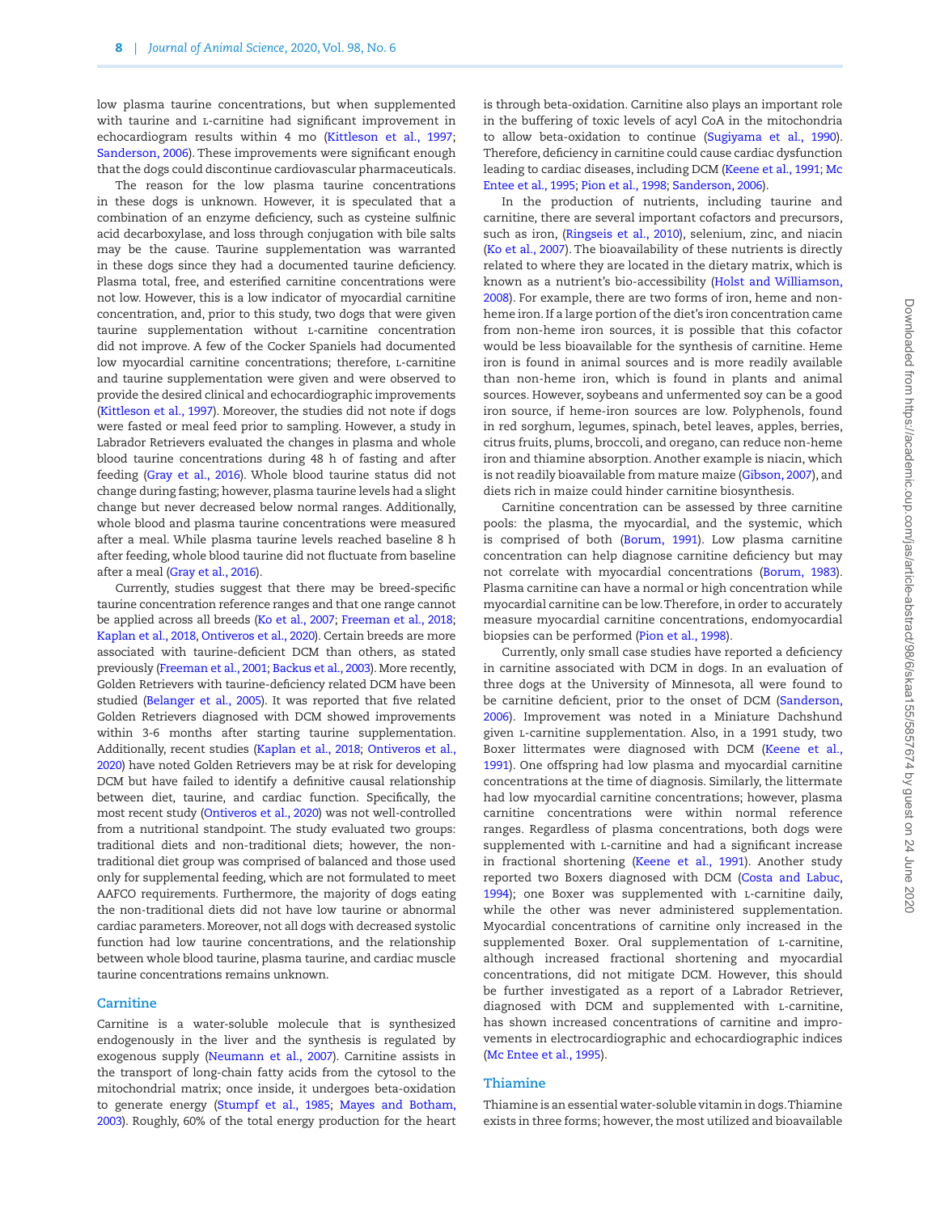low plasma taurine concentrations, but when supplemented with taurine and L-carnitine had significant improvement in echocardiogram results within 4 mo (Kittleson et al., 1997; Sanderson, 2006). These improvements were significant enough that the dogs could discontinue cardiovascular pharmaceuticals.

The reason for the low plasma taurine concentrations in these dogs is unknown. However, it is speculated that a combination of an enzyme deficiency, such as cysteine sulfinic acid decarboxylase, and loss through conjugation with bile salts may be the cause. Taurine supplementation was warranted in these dogs since they had a documented taurine deficiency. Plasma total, free, and esterified carnitine concentrations were not low. However, this is a low indicator of myocardial carnitine concentration, and, prior to this study, two dogs that were given taurine supplementation without L-carnitine concentration did not improve. A few of the Cocker Spaniels had documented low myocardial carnitine concentrations; therefore, L-carnitine and taurine supplementation were given and were observed to provide the desired clinical and echocardiographic improvements (Kittleson et al., 1997). Moreover, the studies did not note if dogs were fasted or meal feed prior to sampling. However, a study in Labrador Retrievers evaluated the changes in plasma and whole blood taurine concentrations during 48 h of fasting and after feeding (Gray et al., 2016). Whole blood taurine status did not change during fasting; however, plasma taurine levels had a slight change but never decreased below normal ranges. Additionally, whole blood and plasma taurine concentrations were measured after a meal. While plasma taurine levels reached baseline 8 h after feeding, whole blood taurine did not fluctuate from baseline after a meal (Gray et al., 2016).

Currently, studies suggest that there may be breed-specific taurine concentration reference ranges and that one range cannot be applied across all breeds (Ko et al., 2007; Freeman et al., 2018; Kaplan et al., 2018, Ontiveros et al., 2020). Certain breeds are more associated with taurine-deficient DCM than others, as stated previously (Freeman et al., 2001; Backus et al., 2003). More recently, Golden Retrievers with taurine-deficiency related DCM have been studied (Belanger et al., 2005). It was reported that five related Golden Retrievers diagnosed with DCM showed improvements within 3-6 months after starting taurine supplementation. Additionally, recent studies (Kaplan et al., 2018; Ontiveros et al., 2020) have noted Golden Retrievers may be at risk for developing DCM but have failed to identify a definitive causal relationship between diet, taurine, and cardiac function. Specifically, the most recent study (Ontiveros et al., 2020) was not well-controlled from a nutritional standpoint. The study evaluated two groups: traditional diets and non-traditional diets; however, the non-traditional diet group was comprised of balanced and those used only for supplemental feeding, which are not formulated to meet AAFCO requirements. Furthermore, the majority of dogs eating the non-traditional diets did not have low taurine or abnormal cardiac parameters. Moreover, not all dogs with decreased systolic function had low taurine concentrations, and the relationship between whole blood taurine, plasma taurine, and cardiac muscle taurine concentrations remains unknown.

## Carnitine

Carnitine is a water-soluble molecule that is synthesized endogenously in the liver and the synthesis is regulated by exogenous supply (Neumann et al., 2007). Carnitine assists in the transport of long-chain fatty acids from the cytosol to the mitochondrial matrix; once inside, it undergoes beta-oxidation to generate energy (Stumpf et al., 1985; Mayes and Botham, 2003). Roughly, 60% of the total energy production for the heart is through beta-oxidation. Carnitine also plays an important role in the buffering of toxic levels of acyl CoA in the mitochondria to allow beta-oxidation to continue (Sugiyama et al., 1990). Therefore, deficiency in carnitine could cause cardiac dysfunction leading to cardiac diseases, including DCM (Keene et al., 1991; Mc Entee et al., 1995; Pion et al., 1998; Sanderson, 2006).

In the production of nutrients, including taurine and carnitine, there are several important cofactors and precursors, such as iron, (Ringseis et al., 2010), selenium, zinc, and niacin (Ko et al., 2007). The bioavailability of these nutrients is directly related to where they are located in the dietary matrix, which is known as a nutrient's bio-accessibility (Holst and Williamson, 2008). For example, there are two forms of iron, heme and non-heme iron. If a large portion of the diet's iron concentration came from non-heme iron sources, it is possible that this cofactor would be less bioavailable for the synthesis of carnitine. Heme iron is found in animal sources and is more readily available than non-heme iron, which is found in plants and animal sources. However, soybeans and unfermented soy can be a good iron source, if heme-iron sources are low. Polyphenols, found in red sorghum, legumes, spinach, betel leaves, apples, berries, citrus fruits, plums, broccoli, and oregano, can reduce non-heme iron and thiamine absorption. Another example is niacin, which is not readily bioavailable from mature maize (Gibson, 2007), and diets rich in maize could hinder carnitine biosynthesis.

Carnitine concentration can be assessed by three carnitine pools: the plasma, the myocardial, and the systemic, which is comprised of both (Borum, 1991). Low plasma carnitine concentration can help diagnose carnitine deficiency but may not correlate with myocardial concentrations (Borum, 1983). Plasma carnitine can have a normal or high concentration while myocardial carnitine can be low. Therefore, in order to accurately measure myocardial carnitine concentrations, endomyocardial biopsies can be performed (Pion et al., 1998).

Currently, only small case studies have reported a deficiency in carnitine associated with DCM in dogs. In an evaluation of three dogs at the University of Minnesota, all were found to be carnitine deficient, prior to the onset of DCM (Sanderson, 2006). Improvement was noted in a Miniature Dachshund given L-carnitine supplementation. Also, in a 1991 study, two Boxer littermates were diagnosed with DCM (Keene et al., 1991). One offspring had low plasma and myocardial carnitine concentrations at the time of diagnosis. Similarly, the littermate had low myocardial carnitine concentrations; however, plasma carnitine concentrations were within normal reference ranges. Regardless of plasma concentrations, both dogs were supplemented with L-carnitine and had a significant increase in fractional shortening (Keene et al., 1991). Another study reported two Boxers diagnosed with DCM (Costa and Labuc, 1994); one Boxer was supplemented with L-carnitine daily, while the other was never administered supplementation. Myocardial concentrations of carnitine only increased in the supplemented Boxer. Oral supplementation of L-carnitine, although increased fractional shortening and myocardial concentrations, did not mitigate DCM. However, this should be further investigated as a report of a Labrador Retriever, diagnosed with DCM and supplemented with L-carnitine, has shown increased concentrations of carnitine and improvements in electrocardiographic and echocardiographic indices (Mc Entee et al., 1995).

## Thiamine

Thiamine is an essential water-soluble vitamin in dogs. Thiamine exists in three forms; however, the most utilized and bioavailable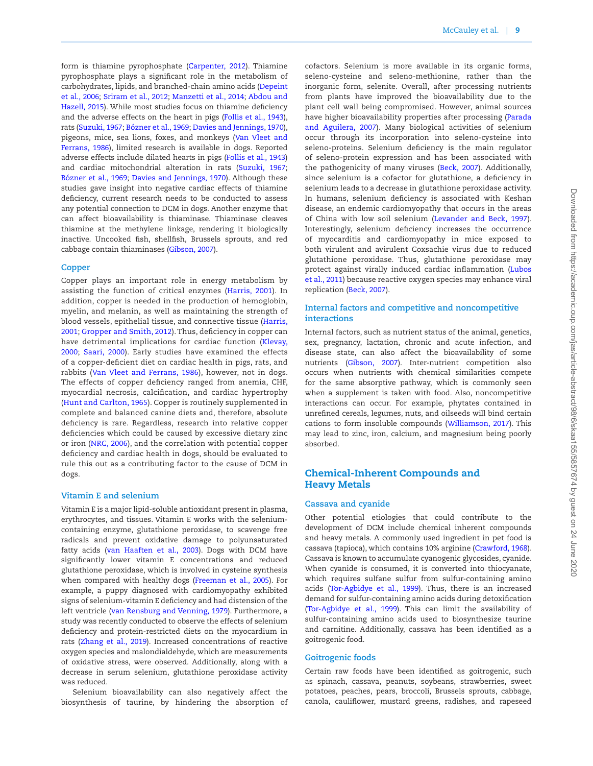form is thiamine pyrophosphate (Carpenter, 2012). Thiamine pyrophosphate plays a significant role in the metabolism of carbohydrates, lipids, and branched-chain amino acids (Depeint et al., 2006; Sriram et al., 2012; Manzetti et al., 2014; Abdou and Hazell, 2015). While most studies focus on thiamine deficiency and the adverse effects on the heart in pigs (Follis et al., 1943), rats (Suzuki, 1967; Bózner et al., 1969; Davies and Jennings, 1970), pigeons, mice, sea lions, foxes, and monkeys (Van Vleet and Ferrans, 1986), limited research is available in dogs. Reported adverse effects include dilated hearts in pigs (Follis et al., 1943) and cardiac mitochondrial alteration in rats (Suzuki, 1967; Bózner et al., 1969; Davies and Jennings, 1970). Although these studies gave insight into negative cardiac effects of thiamine deficiency, current research needs to be conducted to assess any potential connection to DCM in dogs. Another enzyme that can affect bioavailability is thiaminase. Thiaminase cleaves thiamine at the methylene linkage, rendering it biologically inactive. Uncooked fish, shellfish, Brussels sprouts, and red cabbage contain thiaminases (Gibson, 2007).

### Copper

Copper plays an important role in energy metabolism by assisting the function of critical enzymes (Harris, 2001). In addition, copper is needed in the production of hemoglobin, myelin, and melanin, as well as maintaining the strength of blood vessels, epithelial tissue, and connective tissue (Harris, 2001; Gropper and Smith, 2012). Thus, deficiency in copper can have detrimental implications for cardiac function (Klevay, 2000; Saari, 2000). Early studies have examined the effects of a copper-deficient diet on cardiac health in pigs, rats, and rabbits (Van Vleet and Ferrans, 1986), however, not in dogs. The effects of copper deficiency ranged from anemia, CHF, myocardial necrosis, calcification, and cardiac hypertrophy (Hunt and Carlton, 1965). Copper is routinely supplemented in complete and balanced canine diets and, therefore, absolute deficiency is rare. Regardless, research into relative copper deficiencies which could be caused by excessive dietary zinc or iron (NRC, 2006), and the correlation with potential copper deficiency and cardiac health in dogs, should be evaluated to rule this out as a contributing factor to the cause of DCM in dogs.

### Vitamin E and selenium

Vitamin E is a major lipid-soluble antioxidant present in plasma, erythrocytes, and tissues. Vitamin E works with the selenium-containing enzyme, glutathione peroxidase, to scavenge free radicals and prevent oxidative damage to polyunsaturated fatty acids (van Haaften et al., 2003). Dogs with DCM have significantly lower vitamin E concentrations and reduced glutathione peroxidase, which is involved in cysteine synthesis when compared with healthy dogs (Freeman et al., 2005). For example, a puppy diagnosed with cardiomyopathy exhibited signs of selenium-vitamin E deficiency and had distension of the left ventricle (van Rensburg and Venning, 1979). Furthermore, a study was recently conducted to observe the effects of selenium deficiency and protein-restricted diets on the myocardium in rats (Zhang et al., 2019). Increased concentrations of reactive oxygen species and malondialdehyde, which are measurements of oxidative stress, were observed. Additionally, along with a decrease in serum selenium, glutathione peroxidase activity was reduced.

Selenium bioavailability can also negatively affect the biosynthesis of taurine, by hindering the absorption of cofactors. Selenium is more available in its organic forms, seleno-cysteine and seleno-methionine, rather than the inorganic form, selenite. Overall, after processing nutrients from plants have improved the bioavailability due to the plant cell wall being compromised. However, animal sources have higher bioavailability properties after processing (Parada and Aguilera, 2007). Many biological activities of selenium occur through its incorporation into seleno-cysteine into seleno-proteins. Selenium deficiency is the main regulator of seleno-protein expression and has been associated with the pathogenicity of many viruses (Beck, 2007). Additionally, since selenium is a cofactor for glutathione, a deficiency in selenium leads to a decrease in glutathione peroxidase activity. In humans, selenium deficiency is associated with Keshan disease, an endemic cardiomyopathy that occurs in the areas of China with low soil selenium (Levander and Beck, 1997). Interestingly, selenium deficiency increases the occurrence of myocarditis and cardiomyopathy in mice exposed to both virulent and avirulent Coxsachie virus due to reduced glutathione peroxidase. Thus, glutathione peroxidase may protect against virally induced cardiac inflammation (Lubos et al., 2011) because reactive oxygen species may enhance viral replication (Beck, 2007).

### Internal factors and competitive and noncompetitive interactions

Internal factors, such as nutrient status of the animal, genetics, sex, pregnancy, lactation, chronic and acute infection, and disease state, can also affect the bioavailability of some nutrients (Gibson, 2007). Inter-nutrient competition also occurs when nutrients with chemical similarities compete for the same absorptive pathway, which is commonly seen when a supplement is taken with food. Also, noncompetitive interactions can occur. For example, phytates contained in unrefined cereals, legumes, nuts, and oilseeds will bind certain cations to form insoluble compounds (Williamson, 2017). This may lead to zinc, iron, calcium, and magnesium being poorly absorbed.

## Chemical-Inherent Compounds and Heavy Metals

### Cassava and cyanide

Other potential etiologies that could contribute to the development of DCM include chemical inherent compounds and heavy metals. A commonly used ingredient in pet food is cassava (tapioca), which contains 10% arginine (Crawford, 1968). Cassava is known to accumulate cyanogenic glycosides, cyanide. When cyanide is consumed, it is converted into thiocyanate, which requires sulfane sulfur from sulfur-containing amino acids (Tor-Agbidye et al., 1999). Thus, there is an increased demand for sulfur-containing amino acids during detoxification (Tor-Agbidye et al., 1999). This can limit the availability of sulfur-containing amino acids used to biosynthesize taurine and carnitine. Additionally, cassava has been identified as a goitrogenic food.

### Goitrogenic foods

Certain raw foods have been identified as goitrogenic, such as spinach, cassava, peanuts, soybeans, strawberries, sweet potatoes, peaches, pears, broccoli, Brussels sprouts, cabbage, canola, cauliflower, mustard greens, radishes, and rapeseed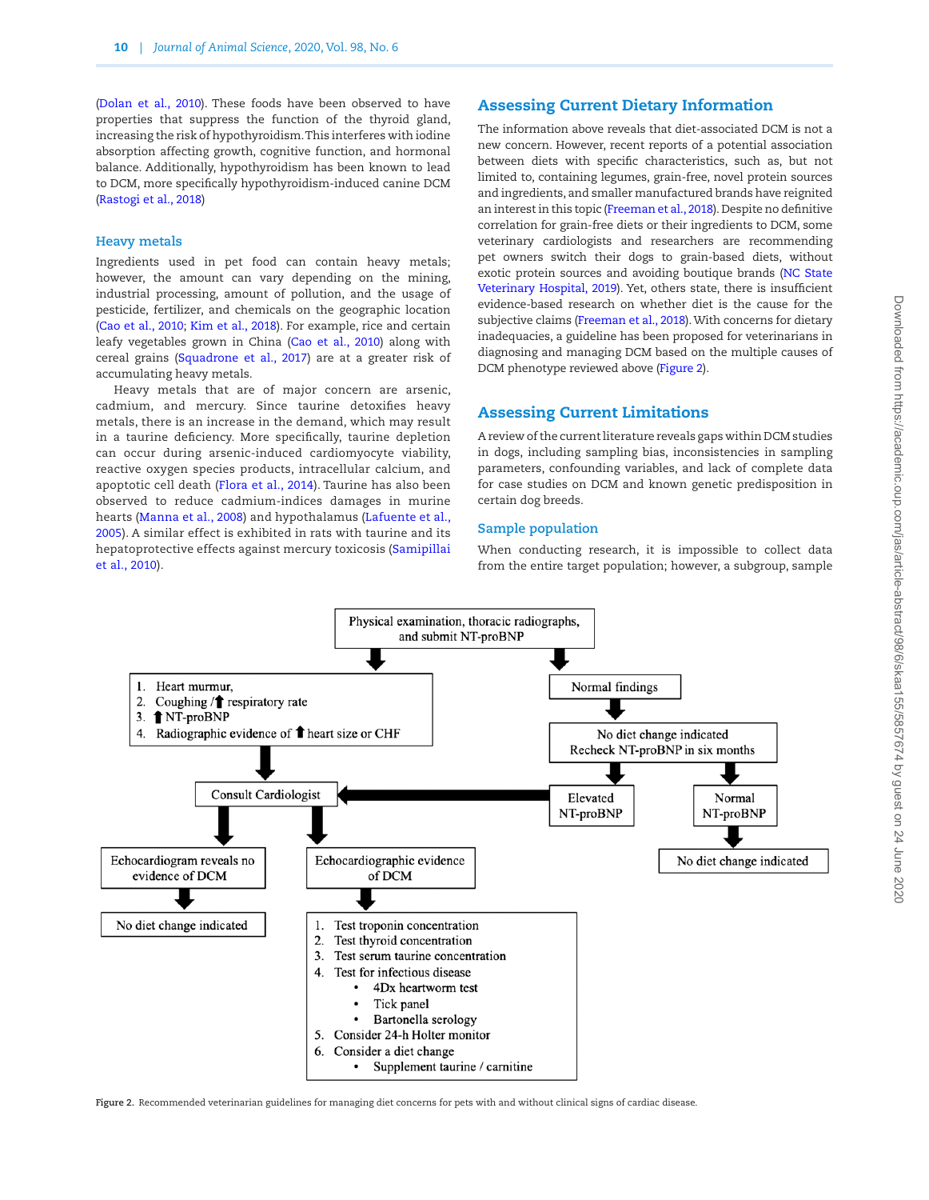(Dolan et al., 2010). These foods have been observed to have properties that suppress the function of the thyroid gland, increasing the risk of hypothyroidism. This interferes with iodine absorption affecting growth, cognitive function, and hormonal balance. Additionally, hypothyroidism has been known to lead to DCM, more specifically hypothyroidism-induced canine DCM (Rastogi et al., 2018)

### Heavy metals

Ingredients used in pet food can contain heavy metals; however, the amount can vary depending on the mining, industrial processing, amount of pollution, and the usage of pesticide, fertilizer, and chemicals on the geographic location (Cao et al., 2010; Kim et al., 2018). For example, rice and certain leafy vegetables grown in China (Cao et al., 2010) along with cereal grains (Squadrone et al., 2017) are at a greater risk of accumulating heavy metals.

Heavy metals that are of major concern are arsenic, cadmium, and mercury. Since taurine detoxifies heavy metals, there is an increase in the demand, which may result in a taurine deficiency. More specifically, taurine depletion can occur during arsenic-induced cardiomyocyte viability, reactive oxygen species products, intracellular calcium, and apoptotic cell death (Flora et al., 2014). Taurine has also been observed to reduce cadmium-indices damages in murine hearts (Manna et al., 2008) and hypothalamus (Lafuente et al., 2005). A similar effect is exhibited in rats with taurine and its hepatoprotective effects against mercury toxicosis (Samipillai et al., 2010).

## Assessing Current Dietary Information

The information above reveals that diet-associated DCM is not a new concern. However, recent reports of a potential association between diets with specific characteristics, such as, but not limited to, containing legumes, grain-free, novel protein sources and ingredients, and smaller manufactured brands have reignited an interest in this topic (Freeman et al., 2018). Despite no definitive correlation for grain-free diets or their ingredients to DCM, some veterinary cardiologists and researchers are recommending pet owners switch their dogs to grain-based diets, without exotic protein sources and avoiding boutique brands (NC State Veterinary Hospital, 2019). Yet, others state, there is insufficient evidence-based research on whether diet is the cause for the subjective claims (Freeman et al., 2018). With concerns for dietary inadequacies, a guideline has been proposed for veterinarians in diagnosing and managing DCM based on the multiple causes of DCM phenotype reviewed above (Figure 2).

## Assessing Current Limitations

A review of the current literature reveals gaps within DCM studies in dogs, including sampling bias, inconsistencies in sampling parameters, confounding variables, and lack of complete data for case studies on DCM and known genetic predisposition in certain dog breeds.

### Sample population

When conducting research, it is impossible to collect data from the entire target population; however, a subgroup, sample

Physical examination, thoracic radiographs, and submit NT-proBNP

→ 1. Heart murmur, 2. Coughing / ↑ respiratory rate, 3. ↑ NT-proBNP, 4. Radiographic evidence of ↑ heart size or CHF → Consult Cardiologist
- Echocardiogram reveals no evidence of DCM → No diet change indicated
- Echocardiographic evidence of DCM →
  1. Test troponin concentration
  2. Test thyroid concentration
  3. Test serum taurine concentration
  4. Test for infectious disease
     - 4Dx heartworm test
     - Tick panel
     - Bartonella serology
  5. Consider 24-h Holter monitor
  6. Consider a diet change
     - Supplement taurine / carnitine

→ Normal findings → No diet change indicated; Recheck NT-proBNP in six months
- Elevated NT-proBNP → Consult Cardiologist
- Normal NT-proBNP → No diet change indicated

Figure 2. Recommended veterinarian guidelines for managing diet concerns for pets with and without clinical signs of cardiac disease.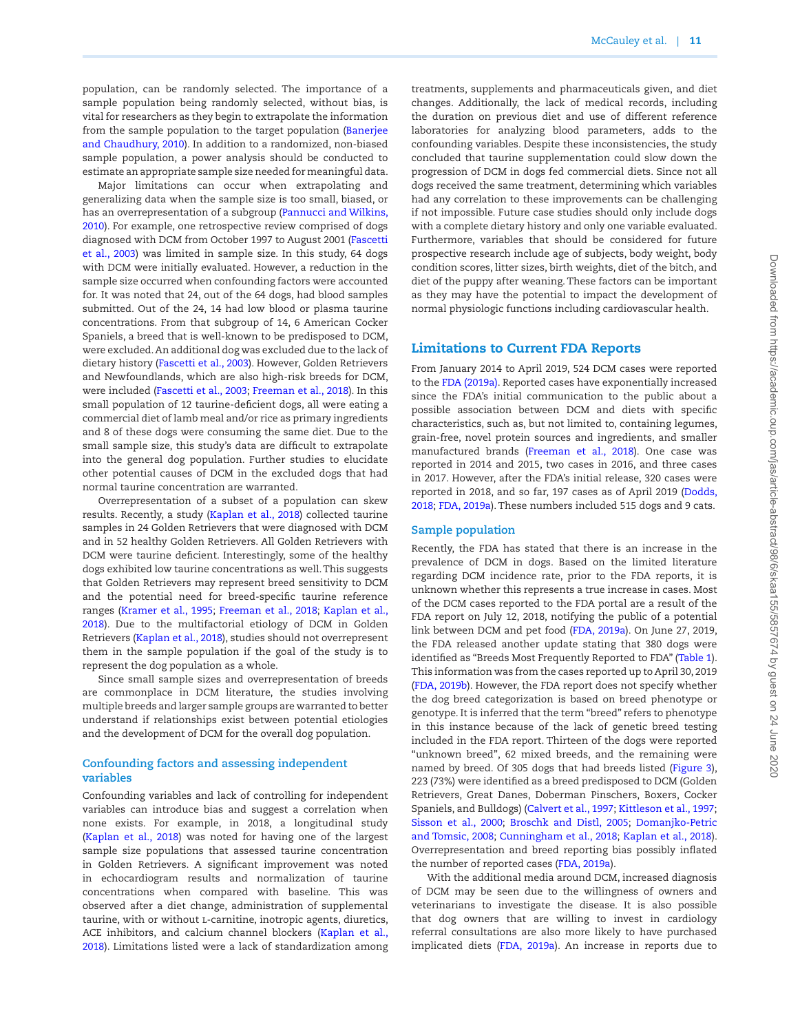population, can be randomly selected. The importance of a sample population being randomly selected, without bias, is vital for researchers as they begin to extrapolate the information from the sample population to the target population (Banerjee and Chaudhury, 2010). In addition to a randomized, non-biased sample population, a power analysis should be conducted to estimate an appropriate sample size needed for meaningful data.

Major limitations can occur when extrapolating and generalizing data when the sample size is too small, biased, or has an overrepresentation of a subgroup (Pannucci and Wilkins, 2010). For example, one retrospective review comprised of dogs diagnosed with DCM from October 1997 to August 2001 (Fascetti et al., 2003) was limited in sample size. In this study, 64 dogs with DCM were initially evaluated. However, a reduction in the sample size occurred when confounding factors were accounted for. It was noted that 24, out of the 64 dogs, had blood samples submitted. Out of the 24, 14 had low blood or plasma taurine concentrations. From that subgroup of 14, 6 American Cocker Spaniels, a breed that is well-known to be predisposed to DCM, were excluded. An additional dog was excluded due to the lack of dietary history (Fascetti et al., 2003). However, Golden Retrievers and Newfoundlands, which are also high-risk breeds for DCM, were included (Fascetti et al., 2003; Freeman et al., 2018). In this small population of 12 taurine-deficient dogs, all were eating a commercial diet of lamb meal and/or rice as primary ingredients and 8 of these dogs were consuming the same diet. Due to the small sample size, this study's data are difficult to extrapolate into the general dog population. Further studies to elucidate other potential causes of DCM in the excluded dogs that had normal taurine concentration are warranted.

Overrepresentation of a subset of a population can skew results. Recently, a study (Kaplan et al., 2018) collected taurine samples in 24 Golden Retrievers that were diagnosed with DCM and in 52 healthy Golden Retrievers. All Golden Retrievers with DCM were taurine deficient. Interestingly, some of the healthy dogs exhibited low taurine concentrations as well. This suggests that Golden Retrievers may represent breed sensitivity to DCM and the potential need for breed-specific taurine reference ranges (Kramer et al., 1995; Freeman et al., 2018; Kaplan et al., 2018). Due to the multifactorial etiology of DCM in Golden Retrievers (Kaplan et al., 2018), studies should not overrepresent them in the sample population if the goal of the study is to represent the dog population as a whole.

Since small sample sizes and overrepresentation of breeds are commonplace in DCM literature, the studies involving multiple breeds and larger sample groups are warranted to better understand if relationships exist between potential etiologies and the development of DCM for the overall dog population.

### Confounding factors and assessing independent variables

Confounding variables and lack of controlling for independent variables can introduce bias and suggest a correlation when none exists. For example, in 2018, a longitudinal study (Kaplan et al., 2018) was noted for having one of the largest sample size populations that assessed taurine concentration in Golden Retrievers. A significant improvement was noted in echocardiogram results and normalization of taurine concentrations when compared with baseline. This was observed after a diet change, administration of supplemental taurine, with or without L-carnitine, inotropic agents, diuretics, ACE inhibitors, and calcium channel blockers (Kaplan et al., 2018). Limitations listed were a lack of standardization among treatments, supplements and pharmaceuticals given, and diet changes. Additionally, the lack of medical records, including the duration on previous diet and use of different reference laboratories for analyzing blood parameters, adds to the confounding variables. Despite these inconsistencies, the study concluded that taurine supplementation could slow down the progression of DCM in dogs fed commercial diets. Since not all dogs received the same treatment, determining which variables had any correlation to these improvements can be challenging if not impossible. Future case studies should only include dogs with a complete dietary history and only one variable evaluated. Furthermore, variables that should be considered for future prospective research include age of subjects, body weight, body condition scores, litter sizes, birth weights, diet of the bitch, and diet of the puppy after weaning. These factors can be important as they may have the potential to impact the development of normal physiologic functions including cardiovascular health.

## Limitations to Current FDA Reports

From January 2014 to April 2019, 524 DCM cases were reported to the FDA (2019a). Reported cases have exponentially increased since the FDA's initial communication to the public about a possible association between DCM and diets with specific characteristics, such as, but not limited to, containing legumes, grain-free, novel protein sources and ingredients, and smaller manufactured brands (Freeman et al., 2018). One case was reported in 2014 and 2015, two cases in 2016, and three cases in 2017. However, after the FDA's initial release, 320 cases were reported in 2018, and so far, 197 cases as of April 2019 (Dodds, 2018; FDA, 2019a). These numbers included 515 dogs and 9 cats.

### Sample population

Recently, the FDA has stated that there is an increase in the prevalence of DCM in dogs. Based on the limited literature regarding DCM incidence rate, prior to the FDA reports, it is unknown whether this represents a true increase in cases. Most of the DCM cases reported to the FDA portal are a result of the FDA report on July 12, 2018, notifying the public of a potential link between DCM and pet food (FDA, 2019a). On June 27, 2019, the FDA released another update stating that 380 dogs were identified as "Breeds Most Frequently Reported to FDA" (Table 1). This information was from the cases reported up to April 30, 2019 (FDA, 2019b). However, the FDA report does not specify whether the dog breed categorization is based on breed phenotype or genotype. It is inferred that the term "breed" refers to phenotype in this instance because of the lack of genetic breed testing included in the FDA report. Thirteen of the dogs were reported "unknown breed", 62 mixed breeds, and the remaining were named by breed. Of 305 dogs that had breeds listed (Figure 3), 223 (73%) were identified as a breed predisposed to DCM (Golden Retrievers, Great Danes, Doberman Pinschers, Boxers, Cocker Spaniels, and Bulldogs) (Calvert et al., 1997; Kittleson et al., 1997; Sisson et al., 2000; Broschk and Distl, 2005; Domanjko-Petric and Tomsic, 2008; Cunningham et al., 2018; Kaplan et al., 2018). Overrepresentation and breed reporting bias possibly inflated the number of reported cases (FDA, 2019a).

With the additional media around DCM, increased diagnosis of DCM may be seen due to the willingness of owners and veterinarians to investigate the disease. It is also possible that dog owners that are willing to invest in cardiology referral consultations are also more likely to have purchased implicated diets (FDA, 2019a). An increase in reports due to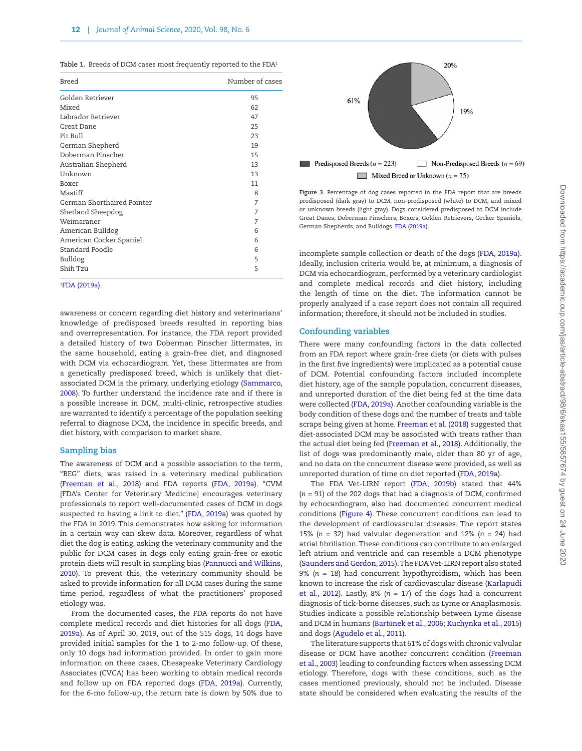Table 1. Breeds of DCM cases most frequently reported to the FDA[1]

| Breed | Number of cases |
|---|---|
| Golden Retriever | 95 |
| Mixed | 62 |
| Labrador Retriever | 47 |
| Great Dane | 25 |
| Pit Bull | 23 |
| German Shepherd | 19 |
| Doberman Pinscher | 15 |
| Australian Shepherd | 13 |
| Unknown | 13 |
| Boxer | 11 |
| Mastiff | 8 |
| German Shorthaired Pointer | 7 |
| Shetland Sheepdog | 7 |
| Weimaraner | 7 |
| American Bulldog | 6 |
| American Cocker Spaniel | 6 |
| Standard Poodle | 6 |
| Bulldog | 5 |
| Shih Tzu | 5 |

[1]FDA (2019a).

awareness or concern regarding diet history and veterinarians' knowledge of predisposed breeds resulted in reporting bias and overrepresentation. For instance, the FDA report provided a detailed history of two Doberman Pinscher littermates, in the same household, eating a grain-free diet, and diagnosed with DCM via echocardiogram. Yet, these littermates are from a genetically predisposed breed, which is unlikely that diet-associated DCM is the primary, underlying etiology (Sammarco, 2008). To further understand the incidence rate and if there is a possible increase in DCM, multi-clinic, retrospective studies are warranted to identify a percentage of the population seeking referral to diagnose DCM, the incidence in specific breeds, and diet history, with comparison to market share.

## Sampling bias

The awareness of DCM and a possible association to the term, "BEG" diets, was raised in a veterinary medical publication (Freeman et al., 2018) and FDA reports (FDA, 2019a). "CVM [FDA's Center for Veterinary Medicine] encourages veterinary professionals to report well-documented cases of DCM in dogs suspected to having a link to diet." (FDA, 2019a) was quoted by the FDA in 2019. This demonstrates how asking for information in a certain way can skew data. Moreover, regardless of what diet the dog is eating, asking the veterinary community and the public for DCM cases in dogs only eating grain-free or exotic protein diets will result in sampling bias (Pannucci and Wilkins, 2010). To prevent this, the veterinary community should be asked to provide information for all DCM cases during the same time period, regardless of what the practitioners' proposed etiology was.

From the documented cases, the FDA reports do not have complete medical records and diet histories for all dogs (FDA, 2019a). As of April 30, 2019, out of the 515 dogs, 14 dogs have provided initial samples for the 1 to 2-mo follow-up. Of these, only 10 dogs had information provided. In order to gain more information on these cases, Chesapeake Veterinary Cardiology Associates (CVCA) has been working to obtain medical records and follow up on FDA reported dogs (FDA, 2019a). Currently, for the 6-mo follow-up, the return rate is down by 50% due to

Predisposed Breeds (n = 223) Non-Predisposed Breeds (n = 69) Mixed Breed or Unknown (n = 75)

Figure 3. Percentage of dog cases reported in the FDA report that are breeds predisposed (dark gray) to DCM, non-predisposed (white) to DCM, and mixed or unknown breeds (light gray). Dogs considered predisposed to DCM include Great Danes, Doberman Pinschers, Boxers, Golden Retrievers, Cocker Spaniels, German Shepherds, and Bulldogs. FDA (2019a).

incomplete sample collection or death of the dogs (FDA, 2019a). Ideally, inclusion criteria would be, at minimum, a diagnosis of DCM via echocardiogram, performed by a veterinary cardiologist and complete medical records and diet history, including the length of time on the diet. The information cannot be properly analyzed if a case report does not contain all required information; therefore, it should not be included in studies.

## Confounding variables

There were many confounding factors in the data collected from an FDA report where grain-free diets (or diets with pulses in the first five ingredients) were implicated as a potential cause of DCM. Potential confounding factors included incomplete diet history, age of the sample population, concurrent diseases, and unreported duration of the diet being fed at the time data were collected (FDA, 2019a). Another confounding variable is the body condition of these dogs and the number of treats and table scraps being given at home. Freeman et al. (2018) suggested that diet-associated DCM may be associated with treats rather than the actual diet being fed (Freeman et al., 2018). Additionally, the list of dogs was predominantly male, older than 80 yr of age, and no data on the concurrent disease were provided, as well as unreported duration of time on diet reported (FDA, 2019a).

The FDA Vet-LIRN report (FDA, 2019b) stated that 44% ($n$ = 91) of the 202 dogs that had a diagnosis of DCM, confirmed by echocardiogram, also had documented concurrent medical conditions (Figure 4). These concurrent conditions can lead to the development of cardiovascular diseases. The report states 15% ($n$ = 32) had valvular degeneration and 12% ($n$ = 24) had atrial fibrillation. These conditions can contribute to an enlarged left atrium and ventricle and can resemble a DCM phenotype (Saunders and Gordon, 2015). The FDA Vet-LIRN report also stated 9% ($n$ = 18) had concurrent hypothyroidism, which has been known to increase the risk of cardiovascular disease (Karlapudi et al., 2012). Lastly, 8% ($n$ = 17) of the dogs had a concurrent diagnosis of tick-borne diseases, such as Lyme or Anaplasmosis. Studies indicate a possible relationship between Lyme disease and DCM in humans (Bartůnek et al., 2006; Kuchynka et al., 2015) and dogs (Agudelo et al., 2011).

The literature supports that 61% of dogs with chronic valvular disease or DCM have another concurrent condition (Freeman et al., 2003) leading to confounding factors when assessing DCM etiology. Therefore, dogs with these conditions, such as the cases mentioned previously, should not be included. Disease state should be considered when evaluating the results of the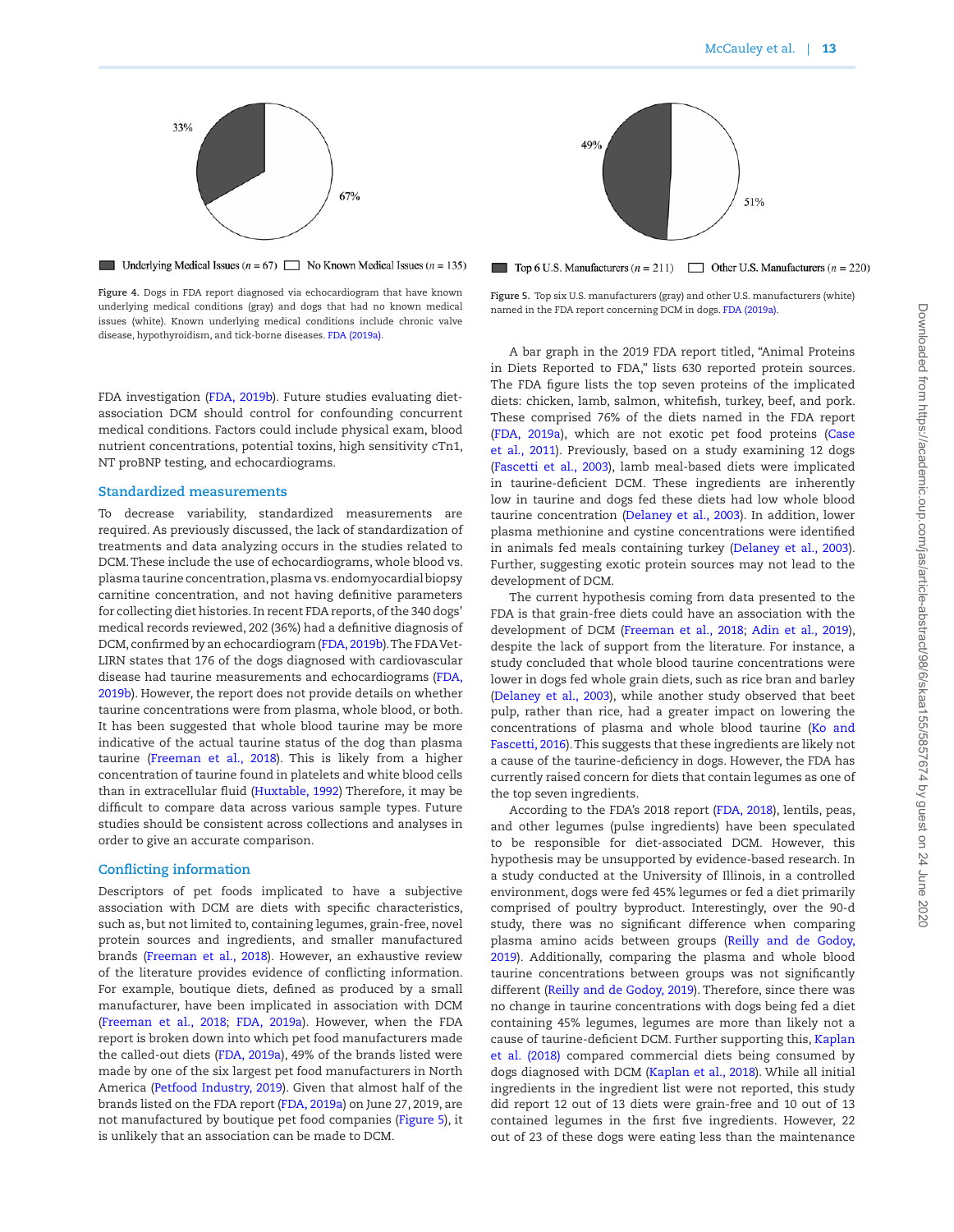33%

67%

Underlying Medical Issues ($n$ = 67) No Known Medical Issues ($n$ = 135)

**Figure 4.** Dogs in FDA report diagnosed via echocardiogram that have known underlying medical conditions (gray) and dogs that had no known medical issues (white). Known underlying medical conditions include chronic valve disease, hypothyroidism, and tick-borne diseases. FDA (2019a).

49%

51%

Top 6 U.S. Manufacturers ($n$ = 211) Other U.S. Manufacturers ($n$ = 220)

**Figure 5.** Top six U.S. manufacturers (gray) and other U.S. manufacturers (white) named in the FDA report concerning DCM in dogs. FDA (2019a).

FDA investigation (FDA, 2019b). Future studies evaluating diet-association DCM should control for confounding concurrent medical conditions. Factors could include physical exam, blood nutrient concentrations, potential toxins, high sensitivity cTn1, NT proBNP testing, and echocardiograms.

## Standardized measurements

To decrease variability, standardized measurements are required. As previously discussed, the lack of standardization of treatments and data analyzing occurs in the studies related to DCM. These include the use of echocardiograms, whole blood vs. plasma taurine concentration, plasma vs. endomyocardial biopsy carnitine concentration, and not having definitive parameters for collecting diet histories. In recent FDA reports, of the 340 dogs' medical records reviewed, 202 (36%) had a definitive diagnosis of DCM, confirmed by an echocardiogram (FDA, 2019b). The FDA Vet-LIRN states that 176 of the dogs diagnosed with cardiovascular disease had taurine measurements and echocardiograms (FDA, 2019b). However, the report does not provide details on whether taurine concentrations were from plasma, whole blood, or both. It has been suggested that whole blood taurine may be more indicative of the actual taurine status of the dog than plasma taurine (Freeman et al., 2018). This is likely from a higher concentration of taurine found in platelets and white blood cells than in extracellular fluid (Huxtable, 1992) Therefore, it may be difficult to compare data across various sample types. Future studies should be consistent across collections and analyses in order to give an accurate comparison.

## Conflicting information

Descriptors of pet foods implicated to have a subjective association with DCM are diets with specific characteristics, such as, but not limited to, containing legumes, grain-free, novel protein sources and ingredients, and smaller manufactured brands (Freeman et al., 2018). However, an exhaustive review of the literature provides evidence of conflicting information. For example, boutique diets, defined as produced by a small manufacturer, have been implicated in association with DCM (Freeman et al., 2018; FDA, 2019a). However, when the FDA report is broken down into which pet food manufacturers made the called-out diets (FDA, 2019a), 49% of the brands listed were made by one of the six largest pet food manufacturers in North America (Petfood Industry, 2019). Given that almost half of the brands listed on the FDA report (FDA, 2019a) on June 27, 2019, are not manufactured by boutique pet food companies (Figure 5), it is unlikely that an association can be made to DCM.

A bar graph in the 2019 FDA report titled, "Animal Proteins in Diets Reported to FDA," lists 630 reported protein sources. The FDA figure lists the top seven proteins of the implicated diets: chicken, lamb, salmon, whitefish, turkey, beef, and pork. These comprised 76% of the diets named in the FDA report (FDA, 2019a), which are not exotic pet food proteins (Case et al., 2011). Previously, based on a study examining 12 dogs (Fascetti et al., 2003), lamb meal-based diets were implicated in taurine-deficient DCM. These ingredients are inherently low in taurine and dogs fed these diets had low whole blood taurine concentration (Delaney et al., 2003). In addition, lower plasma methionine and cystine concentrations were identified in animals fed meals containing turkey (Delaney et al., 2003). Further, suggesting exotic protein sources may not lead to the development of DCM.

The current hypothesis coming from data presented to the FDA is that grain-free diets could have an association with the development of DCM (Freeman et al., 2018; Adin et al., 2019), despite the lack of support from the literature. For instance, a study concluded that whole blood taurine concentrations were lower in dogs fed whole grain diets, such as rice bran and barley (Delaney et al., 2003), while another study observed that beet pulp, rather than rice, had a greater impact on lowering the concentrations of plasma and whole blood taurine (Ko and Fascetti, 2016). This suggests that these ingredients are likely not a cause of the taurine-deficiency in dogs. However, the FDA has currently raised concern for diets that contain legumes as one of the top seven ingredients.

According to the FDA's 2018 report (FDA, 2018), lentils, peas, and other legumes (pulse ingredients) have been speculated to be responsible for diet-associated DCM. However, this hypothesis may be unsupported by evidence-based research. In a study conducted at the University of Illinois, in a controlled environment, dogs were fed 45% legumes or fed a diet primarily comprised of poultry byproduct. Interestingly, over the 90-d study, there was no significant difference when comparing plasma amino acids between groups (Reilly and de Godoy, 2019). Additionally, comparing the plasma and whole blood taurine concentrations between groups was not significantly different (Reilly and de Godoy, 2019). Therefore, since there was no change in taurine concentrations with dogs being fed a diet containing 45% legumes, legumes are more than likely not a cause of taurine-deficient DCM. Further supporting this, Kaplan et al. (2018) compared commercial diets being consumed by dogs diagnosed with DCM (Kaplan et al., 2018). While all initial ingredients in the ingredient list were not reported, this study did report 12 out of 13 diets were grain-free and 10 out of 13 contained legumes in the first five ingredients. However, 22 out of 23 of these dogs were eating less than the maintenance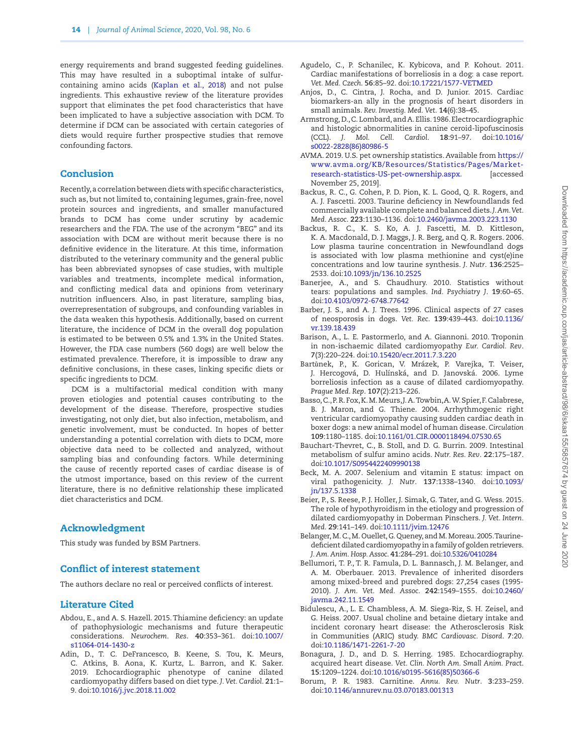energy requirements and brand suggested feeding guidelines. This may have resulted in a suboptimal intake of sulfur-containing amino acids (Kaplan et al., 2018) and not pulse ingredients. This exhaustive review of the literature provides support that eliminates the pet food characteristics that have been implicated to have a subjective association with DCM. To determine if DCM can be associated with certain categories of diets would require further prospective studies that remove confounding factors.

## Conclusion

Recently, a correlation between diets with specific characteristics, such as, but not limited to, containing legumes, grain-free, novel protein sources and ingredients, and smaller manufactured brands to DCM has come under scrutiny by academic researchers and the FDA. The use of the acronym "BEG" and its association with DCM are without merit because there is no definitive evidence in the literature. At this time, information distributed to the veterinary community and the general public has been abbreviated synopses of case studies, with multiple variables and treatments, incomplete medical information, and conflicting medical data and opinions from veterinary nutrition influencers. Also, in past literature, sampling bias, overrepresentation of subgroups, and confounding variables in the data weaken this hypothesis. Additionally, based on current literature, the incidence of DCM in the overall dog population is estimated to be between 0.5% and 1.3% in the United States. However, the FDA case numbers (560 dogs) are well below the estimated prevalence. Therefore, it is impossible to draw any definitive conclusions, in these cases, linking specific diets or specific ingredients to DCM.

DCM is a multifactorial medical condition with many proven etiologies and potential causes contributing to the development of the disease. Therefore, prospective studies investigating, not only diet, but also infection, metabolism, and genetic involvement, must be conducted. In hopes of better understanding a potential correlation with diets to DCM, more objective data need to be collected and analyzed, without sampling bias and confounding factors. While determining the cause of recently reported cases of cardiac disease is of the utmost importance, based on this review of the current literature, there is no definitive relationship these implicated diet characteristics and DCM.

## Acknowledgment

This study was funded by BSM Partners.

## Conflict of interest statement

The authors declare no real or perceived conflicts of interest.

## Literature Cited

Abdou, E., and A. S. Hazell. 2015. Thiamine deficiency: an update of pathophysiologic mechanisms and future therapeutic considerations. *Neurochem. Res.* **40**:353–361. doi:10.1007/s11064-014-1430-z

Adin, D., T. C. DeFrancesco, B. Keene, S. Tou, K. Meurs, C. Atkins, B. Aona, K. Kurtz, L. Barron, and K. Saker. 2019. Echocardiographic phenotype of canine dilated cardiomyopathy differs based on diet type. *J. Vet. Cardiol.* **21**:1–9. doi:10.1016/j.jvc.2018.11.002

Agudelo, C., P. Schanilec, K. Kybicova, and P. Kohout. 2011. Cardiac manifestations of borreliosis in a dog: a case report. *Vet. Med. Czech.* **56**:85–92. doi:10.17221/1577-VETMED

Anjos, D., C. Cintra, J. Rocha, and D. Junior. 2015. Cardiac biomarkers-an ally in the prognosis of heart disorders in small animals. *Rev. Investig. Med. Vet.* **14**(6):38–45.

Armstrong, D., C. Lombard, and A. Ellis. 1986. Electrocardiographic and histologic abnormalities in canine ceroid-lipofuscinosis (CCL). *J. Mol. Cell. Cardiol.* **18**:91–97. doi:10.1016/s0022-2828(86)80986-5

AVMA. 2019. U.S. pet ownership statistics. Available from https://www.avma.org/KB/Resources/Statistics/Pages/Market-research-statistics-US-pet-ownership.aspx. [accessed November 25, 2019].

Backus, R. C., G. Cohen, P. D. Pion, K. L. Good, Q. R. Rogers, and A. J. Fascetti. 2003. Taurine deficiency in Newfoundlands fed commercially available complete and balanced diets. *J. Am. Vet. Med. Assoc.* **223**:1130–1136. doi:10.2460/javma.2003.223.1130

Backus, R. C., K. S. Ko, A. J. Fascetti, M. D. Kittleson, K. A. Macdonald, D. J. Maggs, J. R. Berg, and Q. R. Rogers. 2006. Low plasma taurine concentration in Newfoundland dogs is associated with low plasma methionine and cyst(e)ine concentrations and low taurine synthesis. *J. Nutr.* **136**:2525–2533. doi:10.1093/jn/136.10.2525

Banerjee, A., and S. Chaudhury. 2010. Statistics without tears: populations and samples. *Ind. Psychiatry J.* **19**:60–65. doi:10.4103/0972-6748.77642

Barber, J. S., and A. J. Trees. 1996. Clinical aspects of 27 cases of neosporosis in dogs. *Vet. Rec.* **139**:439–443. doi:10.1136/vr.139.18.439

Barison, A., L. E. Pastormerlo, and A. Giannoni. 2010. Troponin in non-ischaemic dilated cardiomyopathy *Eur. Cardiol. Rev*. **7**(3):220–224. doi:10.15420/ecr.2011.7.3.220

Bartůnek, P., K. Gorican, V. Mrázek, P. Varejka, T. Veiser, J. Hercogová, D. Hulínská, and D. Janovská. 2006. Lyme borreliosis infection as a cause of dilated cardiomyopathy. *Prague Med. Rep.* **107**(2):213–226.

Basso, C., P. R. Fox, K. M. Meurs, J. A. Towbin, A. W. Spier, F. Calabrese, B. J. Maron, and G. Thiene. 2004. Arrhythmogenic right ventricular cardiomyopathy causing sudden cardiac death in boxer dogs: a new animal model of human disease. *Circulation* **109**:1180–1185. doi:10.1161/01.CIR.0000118494.07530.65

Bauchart-Thevret, C., B. Stoll, and D. G. Burrin. 2009. Intestinal metabolism of sulfur amino acids. *Nutr. Res. Rev*. **22**:175–187. doi:10.1017/S0954422409990138

Beck, M. A. 2007. Selenium and vitamin E status: impact on viral pathogenicity. *J. Nutr.* **137**:1338–1340. doi:10.1093/jn/137.5.1338

Beier, P., S. Reese, P. J. Holler, J. Simak, G. Tater, and G. Wess. 2015. The role of hypothyroidism in the etiology and progression of dilated cardiomyopathy in Doberman Pinschers. *J. Vet. Intern. Med.* **29**:141–149. doi:10.1111/jvim.12476

Belanger, M. C., M. Ouellet, G. Queney, and M. Moreau. 2005. Taurine-deficient dilated cardiomyopathy in a family of golden retrievers. *J. Am. Anim. Hosp. Assoc.* **41**:284–291. doi:10.5326/0410284

Bellumori, T. P., T. R. Famula, D. L. Bannasch, J. M. Belanger, and A. M. Oberbauer. 2013. Prevalence of inherited disorders among mixed-breed and purebred dogs: 27,254 cases (1995-2010). *J. Am. Vet. Med. Assoc.* **242**:1549–1555. doi:10.2460/javma.242.11.1549

Bidulescu, A., L. E. Chambless, A. M. Siega-Riz, S. H. Zeisel, and G. Heiss. 2007. Usual choline and betaine dietary intake and incident coronary heart disease: the Atherosclerosis Risk in Communities (ARIC) study. *BMC Cardiovasc. Disord*. **7**:20. doi:10.1186/1471-2261-7-20

Bonagura, J. D., and D. S. Herring. 1985. Echocardiography. acquired heart disease. *Vet. Clin. North Am. Small Anim. Pract.* **15**:1209–1224. doi:10.1016/s0195-5616(85)50366-6

Borum, P. R. 1983. Carnitine. *Annu. Rev. Nutr.* **3**:233–259. doi:10.1146/annurev.nu.03.070183.001313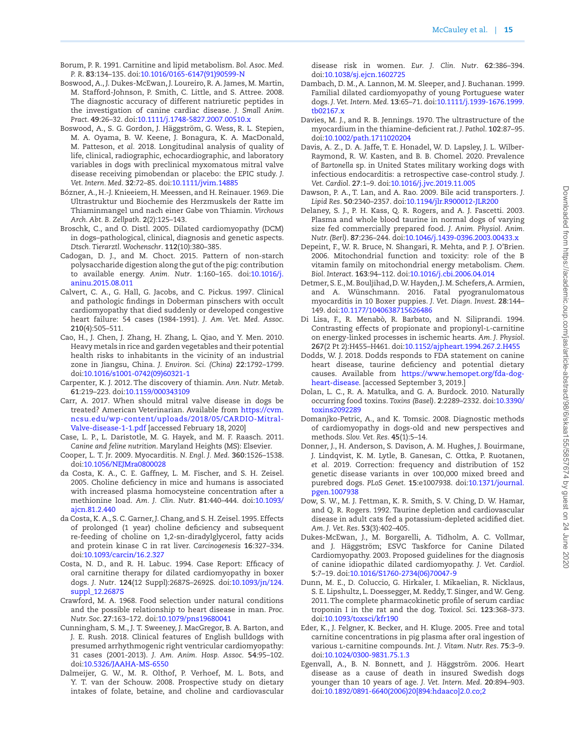Borum, P. R. 1991. Carnitine and lipid metabolism. *Bol. Asoc. Med. P. R.* **83**:134–135. doi:10.1016/0165-6147(91)90599-N

Boswood, A., J. Dukes-McEwan, J. Loureiro, R. A. James, M. Martin, M. Stafford-Johnson, P. Smith, C. Little, and S. Attree. 2008. The diagnostic accuracy of different natriuretic peptides in the investigation of canine cardiac disease. *J. Small Anim. Pract.* **49**:26–32. doi:10.1111/j.1748-5827.2007.00510.x

Boswood, A., S. G. Gordon, J. Häggström, G. Wess, R. L. Stepien, M. A. Oyama, B. W. Keene, J. Bonagura, K. A. MacDonald, M. Patteson, *et al*. 2018. Longitudinal analysis of quality of life, clinical, radiographic, echocardiographic, and laboratory variables in dogs with preclinical myxomatous mitral valve disease receiving pimobendan or placebo: the EPIC study. *J. Vet. Intern. Med.* **32**:72–85. doi:10.1111/jvim.14885

Bózner, A., H.-J. Knieeiem, H. Meessen, and H. Reinauer. 1969. Die Ultrastruktur und Biochemie des Herzmuskels der Ratte im Thiaminmangel und nach einer Gabe von Thiamin. *Virchows Arch. Abt. B. Zellpath.* **2**(2):125–143.

Broschk, C., and O. Distl. 2005. Dilated cardiomyopathy (DCM) in dogs–pathological, clinical, diagnosis and genetic aspects. *Dtsch. Tierarztl. Wochenschr.* **112**(10):380–385.

Cadogan, D. J., and M. Choct. 2015. Pattern of non-starch polysaccharide digestion along the gut of the pig: contribution to available energy. *Anim. Nutr.* **1**:160–165. doi:10.1016/j.aninu.2015.08.011

Calvert, C. A., G. Hall, G. Jacobs, and C. Pickus. 1997. Clinical and pathologic findings in Doberman pinschers with occult cardiomyopathy that died suddenly or developed congestive heart failure: 54 cases (1984-1991). *J. Am. Vet. Med. Assoc.* **210**(4):505–511.

Cao, H., J. Chen, J. Zhang, H. Zhang, L. Qiao, and Y. Men. 2010. Heavy metals in rice and garden vegetables and their potential health risks to inhabitants in the vicinity of an industrial zone in Jiangsu, China. *J. Environ. Sci. (China)* **22**:1792–1799. doi:10.1016/s1001-0742(09)60321-1

Carpenter, K. J. 2012. The discovery of thiamin. *Ann. Nutr. Metab.* **61**:219–223. doi:10.1159/000343109

Carr, A. 2017. When should mitral valve disease in dogs be treated? American Veterinarian. Available from https://cvm.ncsu.edu/wp-content/uploads/2018/05/CARDIO-Mitral-Valve-disease-1-1.pdf [accessed February 18, 2020]

Case, L. P., L. Daristotle, M. G. Hayek, and M. F. Raasch. 2011. *Canine and feline nutrition*. Maryland Heights (MS): Elsevier.

Cooper, L. T. Jr. 2009. Myocarditis. *N. Engl. J. Med.* **360**:1526–1538. doi:10.1056/NEJMra0800028

da Costa, K. A., C. E. Gaffney, L. M. Fischer, and S. H. Zeisel. 2005. Choline deficiency in mice and humans is associated with increased plasma homocysteine concentration after a methionine load. *Am. J. Clin. Nutr.* **81**:440–444. doi:10.1093/ajcn.81.2.440

da Costa, K. A., S. C. Garner, J. Chang, and S. H. Zeisel. 1995. Effects of prolonged (1 year) choline deficiency and subsequent re-feeding of choline on 1,2-sn-diradylglycerol, fatty acids and protein kinase C in rat liver. *Carcinogenesis* **16**:327–334. doi:10.1093/carcin/16.2.327

Costa, N. D., and R. H. Labuc. 1994. Case Report: Efficacy of oral carnitine therapy for dilated cardiomyopathy in boxer dogs. *J. Nutr.* **124**(12 Suppl):2687S–2692S. doi:10.1093/jn/124.suppl_12.2687S

Crawford, M. A. 1968. Food selection under natural conditions and the possible relationship to heart disease in man. *Proc. Nutr. Soc.* **27**:163–172. doi:10.1079/pns19680041

Cunningham, S. M., J. T. Sweeney, J. MacGregor, B. A. Barton, and J. E. Rush. 2018. Clinical features of English bulldogs with presumed arrhythmogenic right ventricular cardiomyopathy: 31 cases (2001-2013). *J. Am. Anim. Hosp. Assoc.* **54**:95–102. doi:10.5326/JAAHA-MS-6550

Dalmeijer, G. W., M. R. Olthof, P. Verhoef, M. L. Bots, and Y. T. van der Schouw. 2008. Prospective study on dietary intakes of folate, betaine, and choline and cardiovascular disease risk in women. *Eur. J. Clin. Nutr.* **62**:386–394. doi:10.1038/sj.ejcn.1602725

Dambach, D. M., A. Lannon, M. M. Sleeper, and J. Buchanan. 1999. Familial dilated cardiomyopathy of young Portuguese water dogs. *J. Vet. Intern. Med.* **13**:65–71. doi:10.1111/j.1939-1676.1999.tb02167.x

Davies, M. J., and R. B. Jennings. 1970. The ultrastructure of the myocardium in the thiamine-deficient rat. *J. Pathol.* **102**:87–95. doi:10.1002/path.1711020204

Davis, A. Z., D. A. Jaffe, T. E. Honadel, W. D. Lapsley, J. L. Wilber-Raymond, R. W. Kasten, and B. B. Chomel. 2020. Prevalence of *Bartonella* sp. in United States military working dogs with infectious endocarditis: a retrospective case-control study. *J. Vet. Cardiol.* **27**:1–9. doi:10.1016/j.jvc.2019.11.005

Dawson, P. A., T. Lan, and A. Rao. 2009. Bile acid transporters. *J. Lipid Res.* **50**:2340–2357. doi:10.1194/jlr.R900012-JLR200

Delaney, S. J., P. H. Kass, Q. R. Rogers, and A. J. Fascetti. 2003. Plasma and whole blood taurine in normal dogs of varying size fed commercially prepared food. *J. Anim. Physiol. Anim. Nutr. (Berl)*. **87**:236–244. doi:10.1046/j.1439-0396.2003.00433.x

Depeint, F., W. R. Bruce, N. Shangari, R. Mehta, and P. J. O'Brien. 2006. Mitochondrial function and toxicity: role of the B vitamin family on mitochondrial energy metabolism. *Chem. Biol. Interact.* **163**:94–112. doi:10.1016/j.cbi.2006.04.014

Detmer, S. E., M. Bouljihad, D. W. Hayden, J. M. Schefers, A. Armien, and A. Wünschmann. 2016. Fatal pyogranulomatous myocarditis in 10 Boxer puppies. *J. Vet. Diagn. Invest.* **28**:144–149. doi:10.1177/1040638715626486

Di Lisa, F., R. Menabò, R. Barbato, and N. Siliprandi. 1994. Contrasting effects of propionate and propionyl-L-carnitine on energy-linked processes in ischemic hearts. *Am. J. Physiol.* **267**(2 Pt 2):H455–H461. doi:10.1152/ajpheart.1994.267.2.H455

Dodds, W. J. 2018. Dodds responds to FDA statement on canine heart disease, taurine deficiency and potential dietary causes. Available from https://www.hemopet.org/fda-dog-heart-disease. [accessed September 3, 2019.]

Dolan, L. C., R. A. Matulka, and G. A. Burdock. 2010. Naturally occurring food toxins. *Toxins (Basel)*. **2**:2289–2332. doi:10.3390/toxins2092289

Domanjko-Petric, A., and K. Tomsic. 2008. Diagnostic methods of cardiomyopathy in dogs-old and new perspectives and methods. *Slov. Vet. Res.* **45**(1):5–14.

Donner, J., H. Anderson, S. Davison, A. M. Hughes, J. Bouirmane, J. Lindqvist, K. M. Lytle, B. Ganesan, C. Ottka, P. Ruotanen, *et al*. 2019. Correction: frequency and distribution of 152 genetic disease variants in over 100,000 mixed breed and purebred dogs. *PLoS Genet.* **15**:e1007938. doi:10.1371/journal.pgen.1007938

Dow, S. W., M. J. Fettman, K. R. Smith, S. V. Ching, D. W. Hamar, and Q. R. Rogers. 1992. Taurine depletion and cardiovascular disease in adult cats fed a potassium-depleted acidified diet. *Am. J. Vet. Res.* **53**(3):402–405.

Dukes-McEwan, J., M. Borgarelli, A. Tidholm, A. C. Vollmar, and J. Häggström; ESVC Taskforce for Canine Dilated Cardiomyopathy. 2003. Proposed guidelines for the diagnosis of canine idiopathic dilated cardiomyopathy. *J. Vet. Cardiol.* **5**:7–19. doi:10.1016/S1760-2734(06)70047-9

Dunn, M. E., D. Coluccio, G. Hirkaler, I. Mikaelian, R. Nicklaus, S. E. Lipshultz, L. Doessegger, M. Reddy, T. Singer, and W. Geng. 2011. The complete pharmacokinetic profile of serum cardiac troponin I in the rat and the dog. *Toxicol. Sci.* **123**:368–373. doi:10.1093/toxsci/kfr190

Eder, K., J. Felgner, K. Becker, and H. Kluge. 2005. Free and total carnitine concentrations in pig plasma after oral ingestion of various L-carnitine compounds. *Int. J. Vitam. Nutr. Res.* **75**:3–9. doi:10.1024/0300-9831.75.1.3

Egenvall, A., B. N. Bonnett, and J. Häggström. 2006. Heart disease as a cause of death in insured Swedish dogs younger than 10 years of age. *J. Vet. Intern. Med.* **20**:894–903. doi:10.1892/0891-6640(2006)20[894:hdaaco]2.0.co;2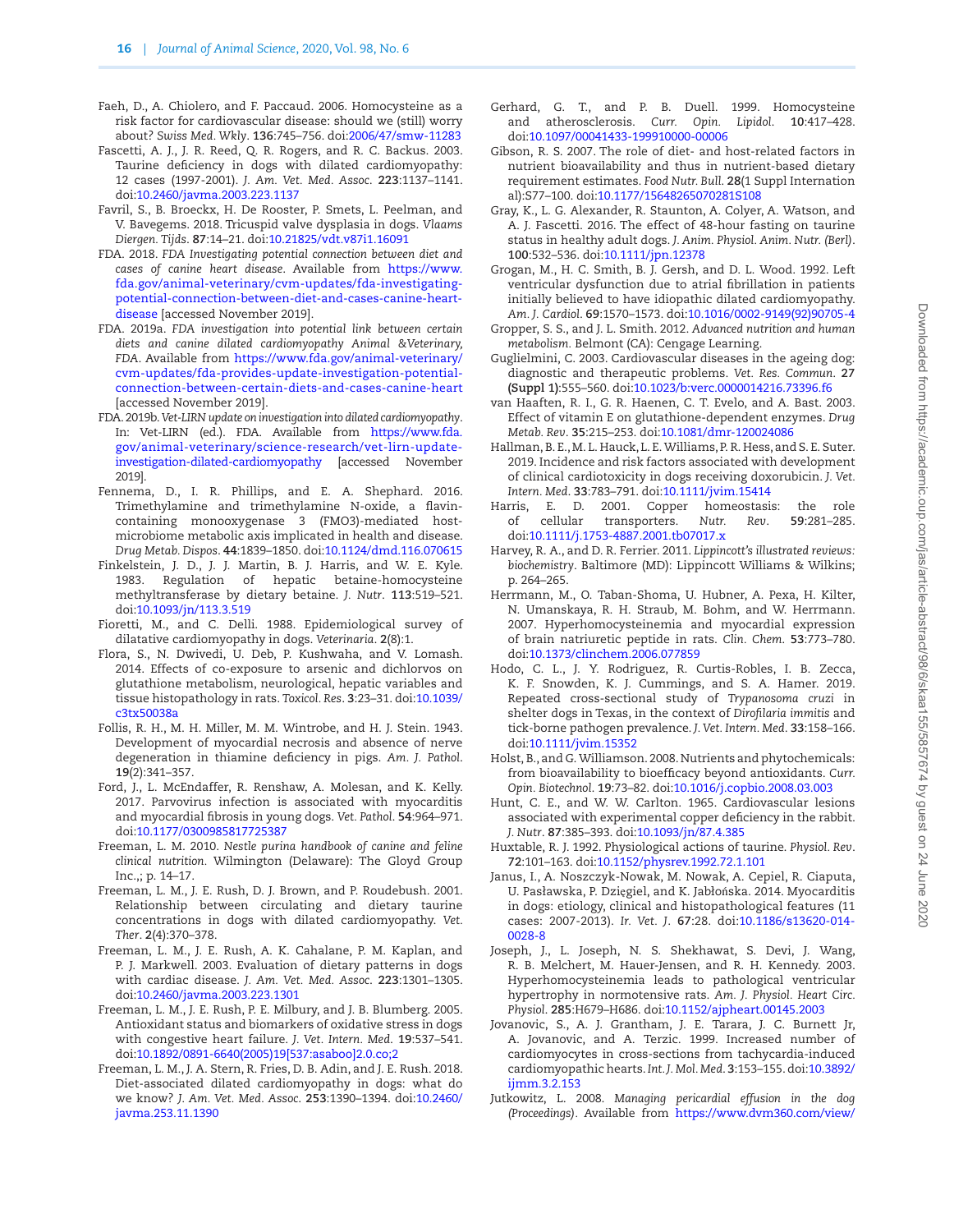Faeh, D., A. Chiolero, and F. Paccaud. 2006. Homocysteine as a risk factor for cardiovascular disease: should we (still) worry about? *Swiss Med. Wkly*. **136**:745–756. doi:2006/47/smw-11283

Fascetti, A. J., J. R. Reed, Q. R. Rogers, and R. C. Backus. 2003. Taurine deficiency in dogs with dilated cardiomyopathy: 12 cases (1997-2001). *J. Am. Vet. Med. Assoc*. **223**:1137–1141. doi:10.2460/javma.2003.223.1137

Favril, S., B. Broeckx, H. De Rooster, P. Smets, L. Peelman, and V. Bavegems. 2018. Tricuspid valve dysplasia in dogs. *Vlaams Diergen. Tijds*. **87**:14–21. doi:10.21825/vdt.v87i1.16091

FDA. 2018. *FDA Investigating potential connection between diet and cases of canine heart disease*. Available from https://www.fda.gov/animal-veterinary/cvm-updates/fda-investigating-potential-connection-between-diet-and-cases-canine-heart-disease [accessed November 2019].

FDA. 2019a. *FDA investigation into potential link between certain diets and canine dilated cardiomyopathy Animal &Veterinary, FDA*. Available from https://www.fda.gov/animal-veterinary/cvm-updates/fda-provides-update-investigation-potential-connection-between-certain-diets-and-cases-canine-heart [accessed November 2019].

FDA. 2019b. *Vet-LIRN update on investigation into dilated cardiomyopathy*. In: Vet-LIRN (ed.). FDA. Available from https://www.fda.gov/animal-veterinary/science-research/vet-lirn-update-investigation-dilated-cardiomyopathy [accessed November 2019].

Fennema, D., I. R. Phillips, and E. A. Shephard. 2016. Trimethylamine and trimethylamine N-oxide, a flavin-containing monooxygenase 3 (FMO3)-mediated host-microbiome metabolic axis implicated in health and disease. *Drug Metab. Dispos*. **44**:1839–1850. doi:10.1124/dmd.116.070615

Finkelstein, J. D., J. J. Martin, B. J. Harris, and W. E. Kyle. 1983. Regulation of hepatic betaine-homocysteine methyltransferase by dietary betaine. *J. Nutr*. **113**:519–521. doi:10.1093/jn/113.3.519

Fioretti, M., and C. Delli. 1988. Epidemiological survey of dilatative cardiomyopathy in dogs. *Veterinaria*. **2**(8):1.

Flora, S., N. Dwivedi, U. Deb, P. Kushwaha, and V. Lomash. 2014. Effects of co-exposure to arsenic and dichlorvos on glutathione metabolism, neurological, hepatic variables and tissue histopathology in rats. *Toxicol. Res*. **3**:23–31. doi:10.1039/c3tx50038a

Follis, R. H., M. H. Miller, M. M. Wintrobe, and H. J. Stein. 1943. Development of myocardial necrosis and absence of nerve degeneration in thiamine deficiency in pigs. *Am. J. Pathol*. **19**(2):341–357.

Ford, J., L. McEndaffer, R. Renshaw, A. Molesan, and K. Kelly. 2017. Parvovirus infection is associated with myocarditis and myocardial fibrosis in young dogs. *Vet. Pathol*. **54**:964–971. doi:10.1177/0300985817725387

Freeman, L. M. 2010. *Nestle purina handbook of canine and feline clinical nutrition*. Wilmington (Delaware): The Gloyd Group Inc.,; p. 14–17.

Freeman, L. M., J. E. Rush, D. J. Brown, and P. Roudebush. 2001. Relationship between circulating and dietary taurine concentrations in dogs with dilated cardiomyopathy. *Vet. Ther*. **2**(4):370–378.

Freeman, L. M., J. E. Rush, A. K. Cahalane, P. M. Kaplan, and P. J. Markwell. 2003. Evaluation of dietary patterns in dogs with cardiac disease. *J. Am. Vet. Med. Assoc*. **223**:1301–1305. doi:10.2460/javma.2003.223.1301

Freeman, L. M., J. E. Rush, P. E. Milbury, and J. B. Blumberg. 2005. Antioxidant status and biomarkers of oxidative stress in dogs with congestive heart failure. *J. Vet. Intern. Med*. **19**:537–541. doi:10.1892/0891-6640(2005)19[537:asaboo]2.0.co;2

Freeman, L. M., J. A. Stern, R. Fries, D. B. Adin, and J. E. Rush. 2018. Diet-associated dilated cardiomyopathy in dogs: what do we know? *J. Am. Vet. Med. Assoc*. **253**:1390–1394. doi:10.2460/javma.253.11.1390

Gerhard, G. T., and P. B. Duell. 1999. Homocysteine and atherosclerosis. *Curr. Opin. Lipidol*. **10**:417–428. doi:10.1097/00041433-199910000-00006

Gibson, R. S. 2007. The role of diet- and host-related factors in nutrient bioavailability and thus in nutrient-based dietary requirement estimates. *Food Nutr. Bull*. **28**(1 Suppl International):S77–100. doi:10.1177/15648265070281S108

Gray, K., L. G. Alexander, R. Staunton, A. Colyer, A. Watson, and A. J. Fascetti. 2016. The effect of 48-hour fasting on taurine status in healthy adult dogs. *J. Anim. Physiol. Anim. Nutr. (Berl)*. **100**:532–536. doi:10.1111/jpn.12378

Grogan, M., H. C. Smith, B. J. Gersh, and D. L. Wood. 1992. Left ventricular dysfunction due to atrial fibrillation in patients initially believed to have idiopathic dilated cardiomyopathy. *Am. J. Cardiol*. **69**:1570–1573. doi:10.1016/0002-9149(92)90705-4

Gropper, S. S., and J. L. Smith. 2012. *Advanced nutrition and human metabolism*. Belmont (CA): Cengage Learning.

Guglielmini, C. 2003. Cardiovascular diseases in the ageing dog: diagnostic and therapeutic problems. *Vet. Res. Commun*. **27 (Suppl 1)**:555–560. doi:10.1023/b:verc.0000014216.73396.f6

van Haaften, R. I., G. R. Haenen, C. T. Evelo, and A. Bast. 2003. Effect of vitamin E on glutathione-dependent enzymes. *Drug Metab. Rev*. **35**:215–253. doi:10.1081/dmr-120024086

Hallman, B. E., M. L. Hauck, L. E. Williams, P. R. Hess, and S. E. Suter. 2019. Incidence and risk factors associated with development of clinical cardiotoxicity in dogs receiving doxorubicin. *J. Vet. Intern. Med*. **33**:783–791. doi:10.1111/jvim.15414

Harris, E. D. 2001. Copper homeostasis: the role of cellular transporters. *Nutr. Rev*. **59**:281–285. doi:10.1111/j.1753-4887.2001.tb07017.x

Harvey, R. A., and D. R. Ferrier. 2011. *Lippincott's illustrated reviews: biochemistry*. Baltimore (MD): Lippincott Williams & Wilkins; p. 264–265.

Herrmann, M., O. Taban-Shoma, U. Hubner, A. Pexa, H. Kilter, N. Umanskaya, R. H. Straub, M. Bohm, and W. Herrmann. 2007. Hyperhomocysteinemia and myocardial expression of brain natriuretic peptide in rats. *Clin. Chem*. **53**:773–780. doi:10.1373/clinchem.2006.077859

Hodo, C. L., J. Y. Rodriguez, R. Curtis-Robles, I. B. Zecca, K. F. Snowden, K. J. Cummings, and S. A. Hamer. 2019. Repeated cross-sectional study of *Trypanosoma cruzi* in shelter dogs in Texas, in the context of *Dirofilaria immitis* and tick-borne pathogen prevalence. *J. Vet. Intern. Med*. **33**:158–166. doi:10.1111/jvim.15352

Holst, B., and G. Williamson. 2008. Nutrients and phytochemicals: from bioavailability to bioefficacy beyond antioxidants. *Curr. Opin. Biotechnol*. **19**:73–82. doi:10.1016/j.copbio.2008.03.003

Hunt, C. E., and W. W. Carlton. 1965. Cardiovascular lesions associated with experimental copper deficiency in the rabbit. *J. Nutr*. **87**:385–393. doi:10.1093/jn/87.4.385

Huxtable, R. J. 1992. Physiological actions of taurine. *Physiol. Rev*. **72**:101–163. doi:10.1152/physrev.1992.72.1.101

Janus, I., A. Noszczyk-Nowak, M. Nowak, A. Cepiel, R. Ciaputa, U. Pasławska, P. Dzięgiel, and K. Jabłońska. 2014. Myocarditis in dogs: etiology, clinical and histopathological features (11 cases: 2007-2013). *Ir. Vet. J*. **67**:28. doi:10.1186/s13620-014-0028-8

Joseph, J., L. Joseph, N. S. Shekhawat, S. Devi, J. Wang, R. B. Melchert, M. Hauer-Jensen, and R. H. Kennedy. 2003. Hyperhomocysteinemia leads to pathological ventricular hypertrophy in normotensive rats. *Am. J. Physiol. Heart Circ. Physiol*. **285**:H679–H686. doi:10.1152/ajpheart.00145.2003

Jovanovic, S., A. J. Grantham, J. E. Tarara, J. C. Burnett Jr, A. Jovanovic, and A. Terzic. 1999. Increased number of cardiomyocytes in cross-sections from tachycardia-induced cardiomyopathic hearts. *Int. J. Mol. Med*. **3**:153–155. doi:10.3892/ijmm.3.2.153

Jutkowitz, L. 2008. *Managing pericardial effusion in the dog (Proceedings)*. Available from https://www.dvm360.com/view/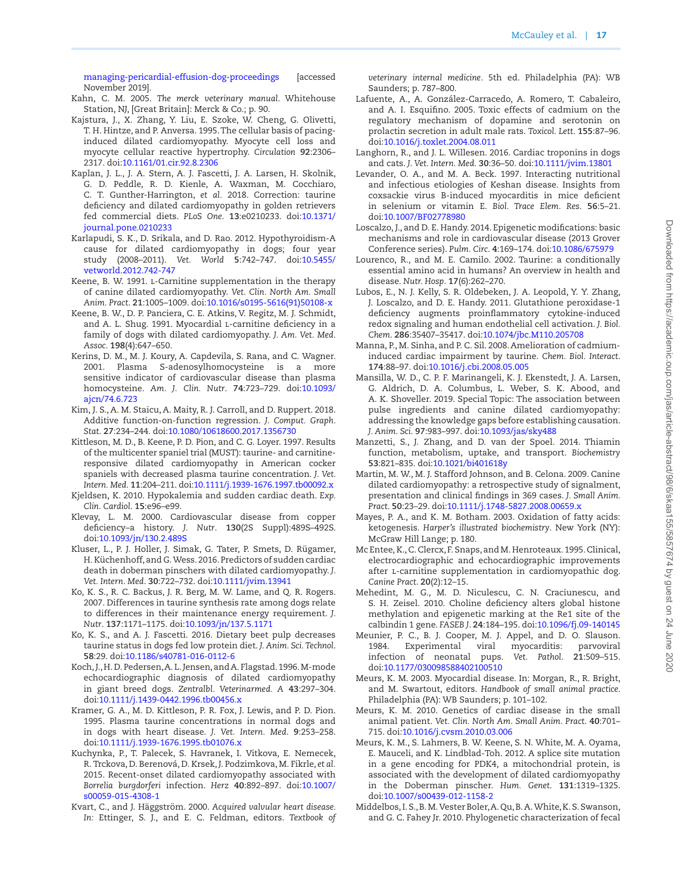managing-pericardial-effusion-dog-proceedings [accessed November 2019].

Kahn, C. M. 2005. *The merck veterinary manual*. Whitehouse Station, NJ, [Great Britain]: Merck & Co.; p. 90.

Kajstura, J., X. Zhang, Y. Liu, E. Szoke, W. Cheng, G. Olivetti, T. H. Hintze, and P. Anversa. 1995. The cellular basis of pacing-induced dilated cardiomyopathy. Myocyte cell loss and myocyte cellular reactive hypertrophy. *Circulation* **92**:2306–2317. doi:10.1161/01.cir.92.8.2306

Kaplan, J. L., J. A. Stern, A. J. Fascetti, J. A. Larsen, H. Skolnik, G. D. Peddle, R. D. Kienle, A. Waxman, M. Cocchiaro, C. T. Gunther-Harrington, *et al.* 2018. Correction: taurine deficiency and dilated cardiomyopathy in golden retrievers fed commercial diets. *PLoS One*. **13**:e0210233. doi:10.1371/journal.pone.0210233

Karlapudi, S. K., D. Srikala, and D. Rao. 2012. Hypothyroidism-A cause for dilated cardiomyopathy in dogs; four year study (2008–2011). *Vet. World* **5**:742–747. doi:10.5455/vetworld.2012.742-747

Keene, B. W. 1991. L-Carnitine supplementation in the therapy of canine dilated cardiomyopathy. *Vet. Clin. North Am. Small Anim. Pract.* **21**:1005–1009. doi:10.1016/s0195-5616(91)50108-x

Keene, B. W., D. P. Panciera, C. E. Atkins, V. Regitz, M. J. Schmidt, and A. L. Shug. 1991. Myocardial L-carnitine deficiency in a family of dogs with dilated cardiomyopathy. *J. Am. Vet. Med. Assoc.* **198**(4):647–650.

Kerins, D. M., M. J. Koury, A. Capdevila, S. Rana, and C. Wagner. 2001. Plasma S-adenosylhomocysteine is a more sensitive indicator of cardiovascular disease than plasma homocysteine. *Am. J. Clin. Nutr.* **74**:723–729. doi:10.1093/ajcn/74.6.723

Kim, J. S., A. M. Staicu, A. Maity, R. J. Carroll, and D. Ruppert. 2018. Additive function-on-function regression. *J. Comput. Graph. Stat.* **27**:234–244. doi:10.1080/10618600.2017.1356730

Kittleson, M. D., B. Keene, P. D. Pion, and C. G. Loyer. 1997. Results of the multicenter spaniel trial (MUST): taurine- and carnitine-responsive dilated cardiomyopathy in American cocker spaniels with decreased plasma taurine concentration. *J. Vet. Intern. Med.* **11**:204–211. doi:10.1111/j.1939-1676.1997.tb00092.x

Kjeldsen, K. 2010. Hypokalemia and sudden cardiac death. *Exp. Clin. Cardiol.* **15**:e96–e99.

Klevay, L. M. 2000. Cardiovascular disease from copper deficiency–a history. *J. Nutr.* **130**(2S Suppl):489S–492S. doi:10.1093/jn/130.2.489S

Kluser, L., P. J. Holler, J. Simak, G. Tater, P. Smets, D. Rügamer, H. Küchenhoff, and G. Wess. 2016. Predictors of sudden cardiac death in doberman pinschers with dilated cardiomyopathy. *J. Vet. Intern. Med.* **30**:722–732. doi:10.1111/jvim.13941

Ko, K. S., R. C. Backus, J. R. Berg, M. W. Lame, and Q. R. Rogers. 2007. Differences in taurine synthesis rate among dogs relate to differences in their maintenance energy requirement. *J. Nutr.* **137**:1171–1175. doi:10.1093/jn/137.5.1171

Ko, K. S., and A. J. Fascetti. 2016. Dietary beet pulp decreases taurine status in dogs fed low protein diet. *J. Anim. Sci. Technol.* **58**:29. doi:10.1186/s40781-016-0112-6

Koch, J., H. D. Pedersen, A. L. Jensen, and A. Flagstad. 1996. M-mode echocardiographic diagnosis of dilated cardiomyopathy in giant breed dogs. *Zentralbl. Veterinarmed. A* **43**:297–304. doi:10.1111/j.1439-0442.1996.tb00456.x

Kramer, G. A., M. D. Kittleson, P. R. Fox, J. Lewis, and P. D. Pion. 1995. Plasma taurine concentrations in normal dogs and in dogs with heart disease. *J. Vet. Intern. Med.* **9**:253–258. doi:10.1111/j.1939-1676.1995.tb01076.x

Kuchynka, P., T. Palecek, S. Havranek, I. Vitkova, E. Nemecek, R. Trckova, D. Berenová, D. Krsek, J. Podzimkova, M. Fikrle, *et al.* 2015. Recent-onset dilated cardiomyopathy associated with *Borrelia burgdorferi* infection. *Herz* **40**:892–897. doi:10.1007/s00059-015-4308-1

Kvart, C., and J. Häggström. 2000. *Acquired valvular heart disease*. *In:* Ettinger, S. J., and E. C. Feldman, editors. *Textbook of veterinary internal medicine*. 5th ed. Philadelphia (PA): WB Saunders; p. 787–800.

Lafuente, A., A. González-Carracedo, A. Romero, T. Cabaleiro, and A. I. Esquifino. 2005. Toxic effects of cadmium on the regulatory mechanism of dopamine and serotonin on prolactin secretion in adult male rats. *Toxicol. Lett.* **155**:87–96. doi:10.1016/j.toxlet.2004.08.011

Langhorn, R., and J. L. Willesen. 2016. Cardiac troponins in dogs and cats. *J. Vet. Intern. Med.* **30**:36–50. doi:10.1111/jvim.13801

Levander, O. A., and M. A. Beck. 1997. Interacting nutritional and infectious etiologies of Keshan disease. Insights from coxsackie virus B-induced myocarditis in mice deficient in selenium or vitamin E. *Biol. Trace Elem. Res.* **56**:5–21. doi:10.1007/BF02778980

Loscalzo, J., and D. E. Handy. 2014. Epigenetic modifications: basic mechanisms and role in cardiovascular disease (2013 Grover Conference series). *Pulm. Circ.* **4**:169–174. doi:10.1086/675979

Lourenco, R., and M. E. Camilo. 2002. Taurine: a conditionally essential amino acid in humans? An overview in health and disease. *Nutr. Hosp.* **17**(6):262–270.

Lubos, E., N. J. Kelly, S. R. Oldebeken, J. A. Leopold, Y. Y. Zhang, J. Loscalzo, and D. E. Handy. 2011. Glutathione peroxidase-1 deficiency augments proinflammatory cytokine-induced redox signaling and human endothelial cell activation. *J. Biol. Chem.* **286**:35407–35417. doi:10.1074/jbc.M110.205708

Manna, P., M. Sinha, and P. C. Sil. 2008. Amelioration of cadmium-induced cardiac impairment by taurine. *Chem. Biol. Interact.* **174**:88–97. doi:10.1016/j.cbi.2008.05.005

Mansilla, W. D., C. P. F. Marinangeli, K. J. Ekenstedt, J. A. Larsen, G. Aldrich, D. A. Columbus, L. Weber, S. K. Abood, and A. K. Shoveller. 2019. Special Topic: The association between pulse ingredients and canine dilated cardiomyopathy: addressing the knowledge gaps before establishing causation. *J. Anim. Sci.* **97**:983–997. doi:10.1093/jas/sky488

Manzetti, S., J. Zhang, and D. van der Spoel. 2014. Thiamin function, metabolism, uptake, and transport. *Biochemistry* **53**:821–835. doi:10.1021/bi401618y

Martin, M. W., M. J. Stafford Johnson, and B. Celona. 2009. Canine dilated cardiomyopathy: a retrospective study of signalment, presentation and clinical findings in 369 cases. *J. Small Anim. Pract.* **50**:23–29. doi:10.1111/j.1748-5827.2008.00659.x

Mayes, P. A., and K. M. Botham. 2003. Oxidation of fatty acids: ketogenesis. *Harper's illustrated biochemistry*. New York (NY): McGraw Hill Lange; p. 180.

Mc Entee, K., C. Clercx, F. Snaps, and M. Henroteaux. 1995. Clinical, electrocardiographic and echocardiographic improvements after L-carnitine supplementation in cardiomyopathic dog. *Canine Pract.* **20**(2):12–15.

Mehedint, M. G., M. D. Niculescu, C. N. Craciunescu, and S. H. Zeisel. 2010. Choline deficiency alters global histone methylation and epigenetic marking at the Re1 site of the calbindin 1 gene. *FASEB J.* **24**:184–195. doi:10.1096/fj.09-140145

Meunier, P. C., B. J. Cooper, M. J. Appel, and D. O. Slauson. 1984. Experimental viral myocarditis: parvoviral infection of neonatal pups. *Vet. Pathol.* **21**:509–515. doi:10.1177/030098588402100510

Meurs, K. M. 2003. Myocardial disease. In: Morgan, R., R. Bright, and M. Swartout, editors. *Handbook of small animal practice*. Philadelphia (PA): WB Saunders; p. 101–102.

Meurs, K. M. 2010. Genetics of cardiac disease in the small animal patient. *Vet. Clin. North Am. Small Anim. Pract.* **40**:701–715. doi:10.1016/j.cvsm.2010.03.006

Meurs, K. M., S. Lahmers, B. W. Keene, S. N. White, M. A. Oyama, E. Mauceli, and K. Lindblad-Toh. 2012. A splice site mutation in a gene encoding for PDK4, a mitochondrial protein, is associated with the development of dilated cardiomyopathy in the Doberman pinscher. *Hum. Genet.* **131**:1319–1325. doi:10.1007/s00439-012-1158-2

Middelbos, I. S., B. M. Vester Boler, A. Qu, B. A. White, K. S. Swanson, and G. C. Fahey Jr. 2010. Phylogenetic characterization of fecal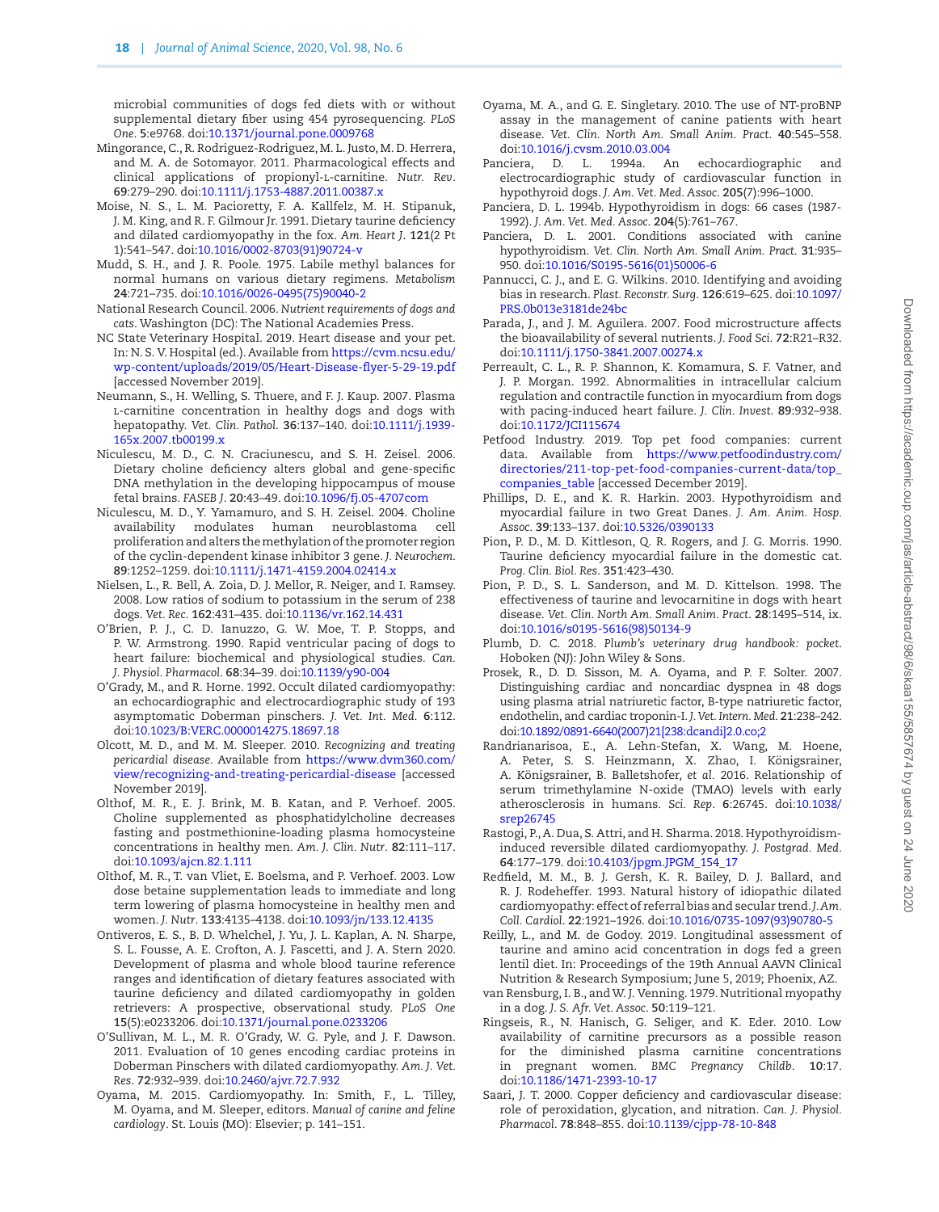microbial communities of dogs fed diets with or without supplemental dietary fiber using 454 pyrosequencing. *PLoS One*. **5**:e9768. doi:10.1371/journal.pone.0009768

Mingorance, C., R. Rodriguez-Rodriguez, M. L. Justo, M. D. Herrera, and M. A. de Sotomayor. 2011. Pharmacological effects and clinical applications of propionyl-L-carnitine. *Nutr. Rev*. **69**:279–290. doi:10.1111/j.1753-4887.2011.00387.x

Moise, N. S., L. M. Pacioretty, F. A. Kallfelz, M. H. Stipanuk, J. M. King, and R. F. Gilmour Jr. 1991. Dietary taurine deficiency and dilated cardiomyopathy in the fox. *Am. Heart J*. **121**(2 Pt 1):541–547. doi:10.1016/0002-8703(91)90724-v

Mudd, S. H., and J. R. Poole. 1975. Labile methyl balances for normal humans on various dietary regimens. *Metabolism* **24**:721–735. doi:10.1016/0026-0495(75)90040-2

National Research Council. 2006. *Nutrient requirements of dogs and cats*. Washington (DC): The National Academies Press.

NC State Veterinary Hospital. 2019. Heart disease and your pet. In: N. S. V. Hospital (ed.). Available from https://cvm.ncsu.edu/wp-content/uploads/2019/05/Heart-Disease-flyer-5-29-19.pdf [accessed November 2019].

Neumann, S., H. Welling, S. Thuere, and F. J. Kaup. 2007. Plasma L-carnitine concentration in healthy dogs and dogs with hepatopathy. *Vet. Clin. Pathol*. **36**:137–140. doi:10.1111/j.1939-165x.2007.tb00199.x

Niculescu, M. D., C. N. Craciunescu, and S. H. Zeisel. 2006. Dietary choline deficiency alters global and gene-specific DNA methylation in the developing hippocampus of mouse fetal brains. *FASEB J*. **20**:43–49. doi:10.1096/fj.05-4707com

Niculescu, M. D., Y. Yamamuro, and S. H. Zeisel. 2004. Choline availability modulates human neuroblastoma cell proliferation and alters the methylation of the promoter region of the cyclin-dependent kinase inhibitor 3 gene. *J. Neurochem*. **89**:1252–1259. doi:10.1111/j.1471-4159.2004.02414.x

Nielsen, L., R. Bell, A. Zoia, D. J. Mellor, R. Neiger, and I. Ramsey. 2008. Low ratios of sodium to potassium in the serum of 238 dogs. *Vet. Rec*. **162**:431–435. doi:10.1136/vr.162.14.431

O'Brien, P. J., C. D. Ianuzzo, G. W. Moe, T. P. Stopps, and P. W. Armstrong. 1990. Rapid ventricular pacing of dogs to heart failure: biochemical and physiological studies. *Can. J. Physiol. Pharmacol*. **68**:34–39. doi:10.1139/y90-004

O'Grady, M., and R. Horne. 1992. Occult dilated cardiomyopathy: an echocardiographic and electrocardiographic study of 193 asymptomatic Doberman pinschers. *J. Vet. Int. Med*. **6**:112. doi:10.1023/B:VERC.0000014275.18697.18

Olcott, M. D., and M. M. Sleeper. 2010. *Recognizing and treating pericardial disease*. Available from https://www.dvm360.com/view/recognizing-and-treating-pericardial-disease [accessed November 2019].

Olthof, M. R., E. J. Brink, M. B. Katan, and P. Verhoef. 2005. Choline supplemented as phosphatidylcholine decreases fasting and postmethionine-loading plasma homocysteine concentrations in healthy men. *Am. J. Clin. Nutr*. **82**:111–117. doi:10.1093/ajcn.82.1.111

Olthof, M. R., T. van Vliet, E. Boelsma, and P. Verhoef. 2003. Low dose betaine supplementation leads to immediate and long term lowering of plasma homocysteine in healthy men and women. *J. Nutr*. **133**:4135–4138. doi:10.1093/jn/133.12.4135

Ontiveros, E. S., B. D. Whelchel, J. Yu, J. L. Kaplan, A. N. Sharpe, S. L. Fousse, A. E. Crofton, A. J. Fascetti, and J. A. Stern 2020. Development of plasma and whole blood taurine reference ranges and identification of dietary features associated with taurine deficiency and dilated cardiomyopathy in golden retrievers: A prospective, observational study. *PLoS One* **15**(5):e0233206. doi:10.1371/journal.pone.0233206

O'Sullivan, M. L., M. R. O'Grady, W. G. Pyle, and J. F. Dawson. 2011. Evaluation of 10 genes encoding cardiac proteins in Doberman Pinschers with dilated cardiomyopathy. *Am. J. Vet. Res*. **72**:932–939. doi:10.2460/ajvr.72.7.932

Oyama, M. 2015. Cardiomyopathy. In: Smith, F., L. Tilley, M. Oyama, and M. Sleeper, editors. *Manual of canine and feline cardiology*. St. Louis (MO): Elsevier; p. 141–151.

Oyama, M. A., and G. E. Singletary. 2010. The use of NT-proBNP assay in the management of canine patients with heart disease. *Vet. Clin. North Am. Small Anim. Pract*. **40**:545–558. doi:10.1016/j.cvsm.2010.03.004

Panciera, D. L. 1994a. An echocardiographic and electrocardiographic study of cardiovascular function in hypothyroid dogs. *J. Am. Vet. Med. Assoc*. **205**(7):996–1000.

Panciera, D. L. 1994b. Hypothyroidism in dogs: 66 cases (1987-1992). *J. Am. Vet. Med. Assoc*. **204**(5):761–767.

Panciera, D. L. 2001. Conditions associated with canine hypothyroidism. *Vet. Clin. North Am. Small Anim. Pract*. **31**:935–950. doi:10.1016/S0195-5616(01)50006-6

Pannucci, C. J., and E. G. Wilkins. 2010. Identifying and avoiding bias in research. *Plast. Reconstr. Surg*. **126**:619–625. doi:10.1097/PRS.0b013e3181de24bc

Parada, J., and J. M. Aguilera. 2007. Food microstructure affects the bioavailability of several nutrients. *J. Food Sci*. **72**:R21–R32. doi:10.1111/j.1750-3841.2007.00274.x

Perreault, C. L., R. P. Shannon, K. Komamura, S. F. Vatner, and J. P. Morgan. 1992. Abnormalities in intracellular calcium regulation and contractile function in myocardium from dogs with pacing-induced heart failure. *J. Clin. Invest*. **89**:932–938. doi:10.1172/JCI115674

Petfood Industry. 2019. Top pet food companies: current data. Available from https://www.petfoodindustry.com/directories/211-top-pet-food-companies-current-data/top_companies_table [accessed December 2019].

Phillips, D. E., and K. R. Harkin. 2003. Hypothyroidism and myocardial failure in two Great Danes. *J. Am. Anim. Hosp. Assoc*. **39**:133–137. doi:10.5326/0390133

Pion, P. D., M. D. Kittleson, Q. R. Rogers, and J. G. Morris. 1990. Taurine deficiency myocardial failure in the domestic cat. *Prog. Clin. Biol. Res*. **351**:423–430.

Pion, P. D., S. L. Sanderson, and M. D. Kittelson. 1998. The effectiveness of taurine and levocarnitine in dogs with heart disease. *Vet. Clin. North Am. Small Anim. Pract*. **28**:1495–514, ix. doi:10.1016/s0195-5616(98)50134-9

Plumb, D. C. 2018. *Plumb's veterinary drug handbook: pocket*. Hoboken (NJ): John Wiley & Sons.

Prosek, R., D. D. Sisson, M. A. Oyama, and P. F. Solter. 2007. Distinguishing cardiac and noncardiac dyspnea in 48 dogs using plasma atrial natriuretic factor, B-type natriuretic factor, endothelin, and cardiac troponin-I. *J. Vet. Intern. Med*. **21**:238–242. doi:10.1892/0891-6640(2007)21[238:dcandi]2.0.co;2

Randrianarisoa, E., A. Lehn-Stefan, X. Wang, M. Hoene, A. Peter, S. S. Heinzmann, X. Zhao, I. Königsrainer, A. Königsrainer, B. Balletshofer, *et al*. 2016. Relationship of serum trimethylamine N-oxide (TMAO) levels with early atherosclerosis in humans. *Sci. Rep*. **6**:26745. doi:10.1038/srep26745

Rastogi, P., A. Dua, S. Attri, and H. Sharma. 2018. Hypothyroidism-induced reversible dilated cardiomyopathy. *J. Postgrad. Med*. **64**:177–179. doi:10.4103/jpgm.JPGM_154_17

Redfield, M. M., B. J. Gersh, K. R. Bailey, D. J. Ballard, and R. J. Rodeheffer. 1993. Natural history of idiopathic dilated cardiomyopathy: effect of referral bias and secular trend. *J. Am. Coll. Cardiol*. **22**:1921–1926. doi:10.1016/0735-1097(93)90780-5

Reilly, L., and M. de Godoy. 2019. Longitudinal assessment of taurine and amino acid concentration in dogs fed a green lentil diet. In: Proceedings of the 19th Annual AAVN Clinical Nutrition & Research Symposium; June 5, 2019; Phoenix, AZ.

van Rensburg, I. B., and W. J. Venning. 1979. Nutritional myopathy in a dog. *J. S. Afr. Vet. Assoc*. **50**:119–121.

Ringseis, R., N. Hanisch, G. Seliger, and K. Eder. 2010. Low availability of carnitine precursors as a possible reason for the diminished plasma carnitine concentrations in pregnant women. *BMC Pregnancy Childb*. **10**:17. doi:10.1186/1471-2393-10-17

Saari, J. T. 2000. Copper deficiency and cardiovascular disease: role of peroxidation, glycation, and nitration. *Can. J. Physiol. Pharmacol*. **78**:848–855. doi:10.1139/cjpp-78-10-848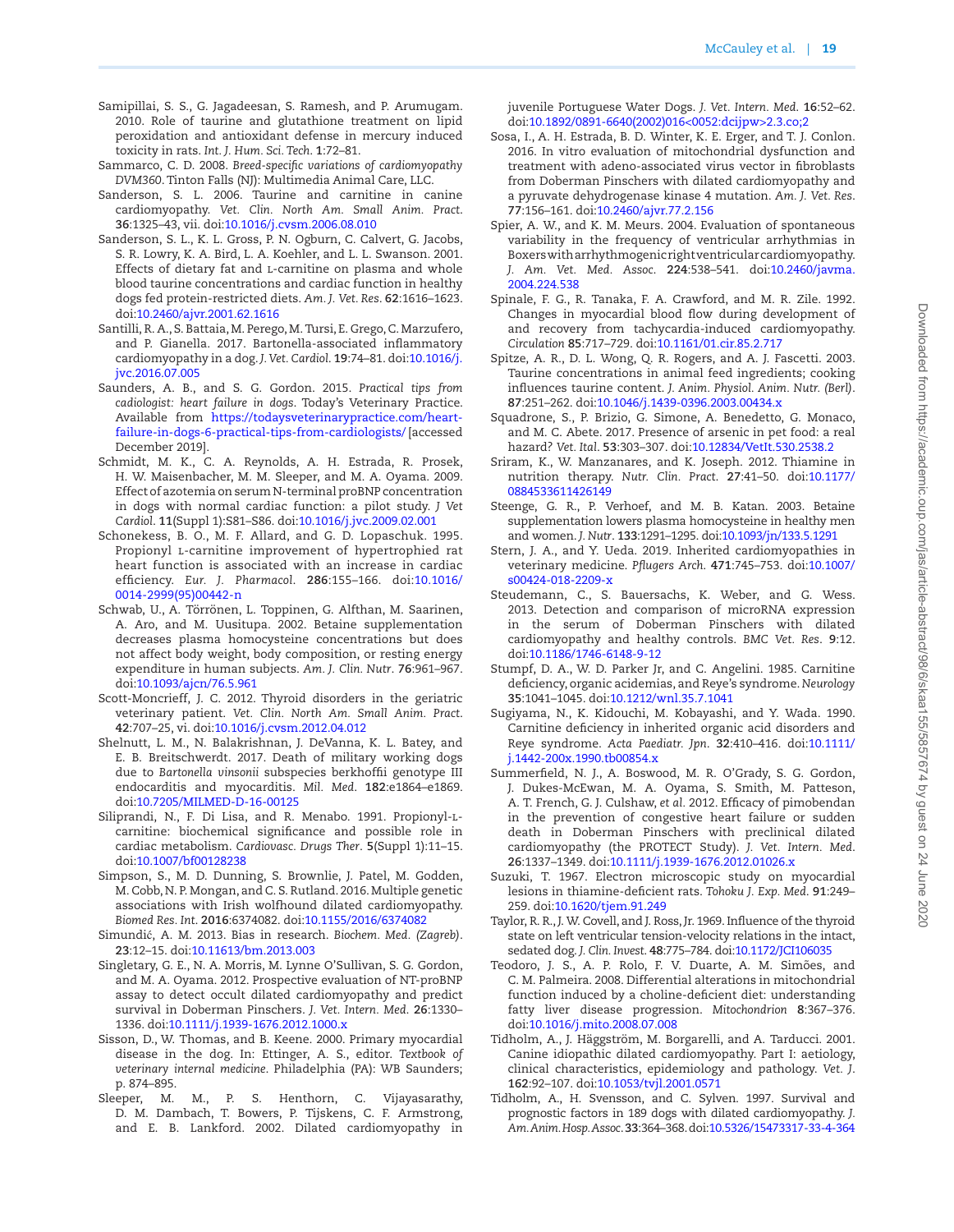Samipillai, S. S., G. Jagadeesan, S. Ramesh, and P. Arumugam. 2010. Role of taurine and glutathione treatment on lipid peroxidation and antioxidant defense in mercury induced toxicity in rats. *Int. J. Hum. Sci. Tech.* **1**:72–81.

Sammarco, C. D. 2008. *Breed-specific variations of cardiomyopathy DVM360*. Tinton Falls (NJ): Multimedia Animal Care, LLC.

Sanderson, S. L. 2006. Taurine and carnitine in canine cardiomyopathy. *Vet. Clin. North Am. Small Anim. Pract.* **36**:1325–43, vii. doi:10.1016/j.cvsm.2006.08.010

Sanderson, S. L., K. L. Gross, P. N. Ogburn, C. Calvert, G. Jacobs, S. R. Lowry, K. A. Bird, L. A. Koehler, and L. L. Swanson. 2001. Effects of dietary fat and L-carnitine on plasma and whole blood taurine concentrations and cardiac function in healthy dogs fed protein-restricted diets. *Am. J. Vet. Res.* **62**:1616–1623. doi:10.2460/ajvr.2001.62.1616

Santilli, R. A., S. Battaia, M. Perego, M. Tursi, E. Grego, C. Marzufero, and P. Gianella. 2017. Bartonella-associated inflammatory cardiomyopathy in a dog. *J. Vet. Cardiol.* **19**:74–81. doi:10.1016/j.jvc.2016.07.005

Saunders, A. B., and S. G. Gordon. 2015. *Practical tips from cadiologist: heart failure in dogs*. Today's Veterinary Practice. Available from https://todaysveterinarypractice.com/heart-failure-in-dogs-6-practical-tips-from-cardiologists/ [accessed December 2019].

Schmidt, M. K., C. A. Reynolds, A. H. Estrada, R. Prosek, H. W. Maisenbacher, M. M. Sleeper, and M. A. Oyama. 2009. Effect of azotemia on serum N-terminal proBNP concentration in dogs with normal cardiac function: a pilot study. *J Vet Cardiol.* **11**(Suppl 1):S81–S86. doi:10.1016/j.jvc.2009.02.001

Schonekess, B. O., M. F. Allard, and G. D. Lopaschuk. 1995. Propionyl L-carnitine improvement of hypertrophied rat heart function is associated with an increase in cardiac efficiency. *Eur. J. Pharmacol.* **286**:155–166. doi:10.1016/0014-2999(95)00442-n

Schwab, U., A. Törrönen, L. Toppinen, G. Alfthan, M. Saarinen, A. Aro, and M. Uusitupa. 2002. Betaine supplementation decreases plasma homocysteine concentrations but does not affect body weight, body composition, or resting energy expenditure in human subjects. *Am. J. Clin. Nutr.* **76**:961–967. doi:10.1093/ajcn/76.5.961

Scott-Moncrieff, J. C. 2012. Thyroid disorders in the geriatric veterinary patient. *Vet. Clin. North Am. Small Anim. Pract.* **42**:707–25, vi. doi:10.1016/j.cvsm.2012.04.012

Shelnutt, L. M., N. Balakrishnan, J. DeVanna, K. L. Batey, and E. B. Breitschwerdt. 2017. Death of military working dogs due to *Bartonella vinsonii* subspecies berkhoffii genotype III endocarditis and myocarditis. *Mil. Med.* **182**:e1864–e1869. doi:10.7205/MILMED-D-16-00125

Siliprandi, N., F. Di Lisa, and R. Menabo. 1991. Propionyl-L-carnitine: biochemical significance and possible role in cardiac metabolism. *Cardiovasc. Drugs Ther.* **5**(Suppl 1):11–15. doi:10.1007/bf00128238

Simpson, S., M. D. Dunning, S. Brownlie, J. Patel, M. Godden, M. Cobb, N. P. Mongan, and C. S. Rutland. 2016. Multiple genetic associations with Irish wolfhound dilated cardiomyopathy. *Biomed Res. Int.* **2016**:6374082. doi:10.1155/2016/6374082

Simundić, A. M. 2013. Bias in research. *Biochem. Med. (Zagreb).* **23**:12–15. doi:10.11613/bm.2013.003

Singletary, G. E., N. A. Morris, M. Lynne O'Sullivan, S. G. Gordon, and M. A. Oyama. 2012. Prospective evaluation of NT-proBNP assay to detect occult dilated cardiomyopathy and predict survival in Doberman Pinschers. *J. Vet. Intern. Med.* **26**:1330–1336. doi:10.1111/j.1939-1676.2012.1000.x

Sisson, D., W. Thomas, and B. Keene. 2000. Primary myocardial disease in the dog. In: Ettinger, A. S., editor. *Textbook of veterinary internal medicine*. Philadelphia (PA): WB Saunders; p. 874–895.

Sleeper, M. M., P. S. Henthorn, C. Vijayasarathy, D. M. Dambach, T. Bowers, P. Tijskens, C. F. Armstrong, and E. B. Lankford. 2002. Dilated cardiomyopathy in juvenile Portuguese Water Dogs. *J. Vet. Intern. Med.* **16**:52–62. doi:10.1892/0891-6640(2002)016<0052:dcijpw>2.3.co;2

Sosa, I., A. H. Estrada, B. D. Winter, K. E. Erger, and T. J. Conlon. 2016. In vitro evaluation of mitochondrial dysfunction and treatment with adeno-associated virus vector in fibroblasts from Doberman Pinschers with dilated cardiomyopathy and a pyruvate dehydrogenase kinase 4 mutation. *Am. J. Vet. Res.* **77**:156–161. doi:10.2460/ajvr.77.2.156

Spier, A. W., and K. M. Meurs. 2004. Evaluation of spontaneous variability in the frequency of ventricular arrhythmias in Boxers with arrhythmogenic right ventricular cardiomyopathy. *J. Am. Vet. Med. Assoc.* **224**:538–541. doi:10.2460/javma.2004.224.538

Spinale, F. G., R. Tanaka, F. A. Crawford, and M. R. Zile. 1992. Changes in myocardial blood flow during development of and recovery from tachycardia-induced cardiomyopathy. *Circulation* **85**:717–729. doi:10.1161/01.cir.85.2.717

Spitze, A. R., D. L. Wong, Q. R. Rogers, and A. J. Fascetti. 2003. Taurine concentrations in animal feed ingredients; cooking influences taurine content. *J. Anim. Physiol. Anim. Nutr. (Berl).* **87**:251–262. doi:10.1046/j.1439-0396.2003.00434.x

Squadrone, S., P. Brizio, G. Simone, A. Benedetto, G. Monaco, and M. C. Abete. 2017. Presence of arsenic in pet food: a real hazard? *Vet. Ital.* **53**:303–307. doi:10.12834/VetIt.530.2538.2

Sriram, K., W. Manzanares, and K. Joseph. 2012. Thiamine in nutrition therapy. *Nutr. Clin. Pract.* **27**:41–50. doi:10.1177/0884533611426149

Steenge, G. R., P. Verhoef, and M. B. Katan. 2003. Betaine supplementation lowers plasma homocysteine in healthy men and women. *J. Nutr.* **133**:1291–1295. doi:10.1093/jn/133.5.1291

Stern, J. A., and Y. Ueda. 2019. Inherited cardiomyopathies in veterinary medicine. *Pflugers Arch.* **471**:745–753. doi:10.1007/s00424-018-2209-x

Steudemann, C., S. Bauersachs, K. Weber, and G. Wess. 2013. Detection and comparison of microRNA expression in the serum of Doberman Pinschers with dilated cardiomyopathy and healthy controls. *BMC Vet. Res.* **9**:12. doi:10.1186/1746-6148-9-12

Stumpf, D. A., W. D. Parker Jr, and C. Angelini. 1985. Carnitine deficiency, organic acidemias, and Reye's syndrome. *Neurology* **35**:1041–1045. doi:10.1212/wnl.35.7.1041

Sugiyama, N., K. Kidouchi, M. Kobayashi, and Y. Wada. 1990. Carnitine deficiency in inherited organic acid disorders and Reye syndrome. *Acta Paediatr. Jpn.* **32**:410–416. doi:10.1111/j.1442-200x.1990.tb00854.x

Summerfield, N. J., A. Boswood, M. R. O'Grady, S. G. Gordon, J. Dukes-McEwan, M. A. Oyama, S. Smith, M. Patteson, A. T. French, G. J. Culshaw, *et al.* 2012. Efficacy of pimobendan in the prevention of congestive heart failure or sudden death in Doberman Pinschers with preclinical dilated cardiomyopathy (the PROTECT Study). *J. Vet. Intern. Med.* **26**:1337–1349. doi:10.1111/j.1939-1676.2012.01026.x

Suzuki, T. 1967. Electron microscopic study on myocardial lesions in thiamine-deficient rats. *Tohoku J. Exp. Med.* **91**:249–259. doi:10.1620/tjem.91.249

Taylor, R. R., J. W. Covell, and J. Ross, Jr. 1969. Influence of the thyroid state on left ventricular tension-velocity relations in the intact, sedated dog. *J. Clin. Invest.* **48**:775–784. doi:10.1172/JCI106035

Teodoro, J. S., A. P. Rolo, F. V. Duarte, A. M. Simões, and C. M. Palmeira. 2008. Differential alterations in mitochondrial function induced by a choline-deficient diet: understanding fatty liver disease progression. *Mitochondrion* **8**:367–376. doi:10.1016/j.mito.2008.07.008

Tidholm, A., J. Häggström, M. Borgarelli, and A. Tarducci. 2001. Canine idiopathic dilated cardiomyopathy. Part I: aetiology, clinical characteristics, epidemiology and pathology. *Vet. J.* **162**:92–107. doi:10.1053/tvjl.2001.0571

Tidholm, A., H. Svensson, and C. Sylven. 1997. Survival and prognostic factors in 189 dogs with dilated cardiomyopathy. *J. Am. Anim. Hosp. Assoc.* **33**:364–368. doi:10.5326/15473317-33-4-364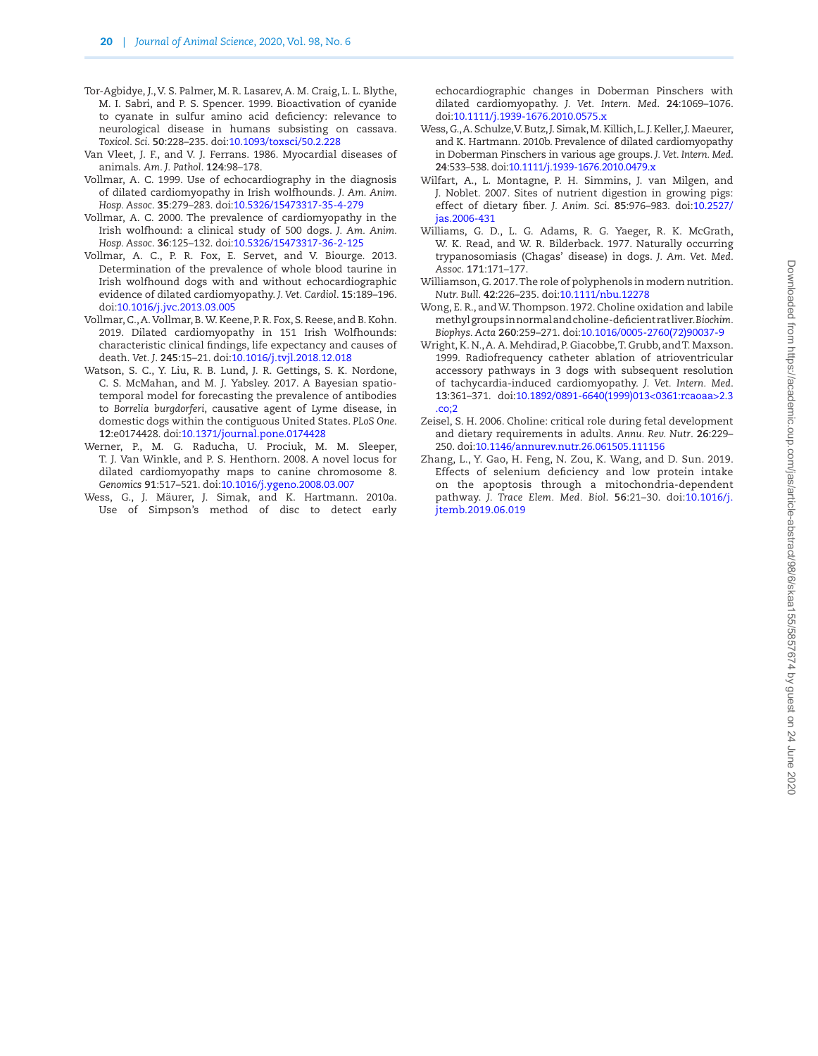Tor-Agbidye, J., V. S. Palmer, M. R. Lasarev, A. M. Craig, L. L. Blythe, M. I. Sabri, and P. S. Spencer. 1999. Bioactivation of cyanide to cyanate in sulfur amino acid deficiency: relevance to neurological disease in humans subsisting on cassava. *Toxicol. Sci.* **50**:228–235. doi:10.1093/toxsci/50.2.228

Van Vleet, J. F., and V. J. Ferrans. 1986. Myocardial diseases of animals. *Am. J. Pathol.* **124**:98–178.

Vollmar, A. C. 1999. Use of echocardiography in the diagnosis of dilated cardiomyopathy in Irish wolfhounds. *J. Am. Anim. Hosp. Assoc.* **35**:279–283. doi:10.5326/15473317-35-4-279

Vollmar, A. C. 2000. The prevalence of cardiomyopathy in the Irish wolfhound: a clinical study of 500 dogs. *J. Am. Anim. Hosp. Assoc.* **36**:125–132. doi:10.5326/15473317-36-2-125

Vollmar, A. C., P. R. Fox, E. Servet, and V. Biourge. 2013. Determination of the prevalence of whole blood taurine in Irish wolfhound dogs with and without echocardiographic evidence of dilated cardiomyopathy. *J. Vet. Cardiol.* **15**:189–196. doi:10.1016/j.jvc.2013.03.005

Vollmar, C., A. Vollmar, B. W. Keene, P. R. Fox, S. Reese, and B. Kohn. 2019. Dilated cardiomyopathy in 151 Irish Wolfhounds: characteristic clinical findings, life expectancy and causes of death. *Vet. J.* **245**:15–21. doi:10.1016/j.tvjl.2018.12.018

Watson, S. C., Y. Liu, R. B. Lund, J. R. Gettings, S. K. Nordone, C. S. McMahan, and M. J. Yabsley. 2017. A Bayesian spatio-temporal model for forecasting the prevalence of antibodies to *Borrelia burgdorferi*, causative agent of Lyme disease, in domestic dogs within the contiguous United States. *PLoS One.* **12**:e0174428. doi:10.1371/journal.pone.0174428

Werner, P., M. G. Raducha, U. Prociuk, M. M. Sleeper, T. J. Van Winkle, and P. S. Henthorn. 2008. A novel locus for dilated cardiomyopathy maps to canine chromosome 8. *Genomics* **91**:517–521. doi:10.1016/j.ygeno.2008.03.007

Wess, G., J. Mäurer, J. Simak, and K. Hartmann. 2010a. Use of Simpson's method of disc to detect early echocardiographic changes in Doberman Pinschers with dilated cardiomyopathy. *J. Vet. Intern. Med.* **24**:1069–1076. doi:10.1111/j.1939-1676.2010.0575.x

Wess, G., A. Schulze, V. Butz, J. Simak, M. Killich, L. J. Keller, J. Maeurer, and K. Hartmann. 2010b. Prevalence of dilated cardiomyopathy in Doberman Pinschers in various age groups. *J. Vet. Intern. Med.* **24**:533–538. doi:10.1111/j.1939-1676.2010.0479.x

Wilfart, A., L. Montagne, P. H. Simmins, J. van Milgen, and J. Noblet. 2007. Sites of nutrient digestion in growing pigs: effect of dietary fiber. *J. Anim. Sci.* **85**:976–983. doi:10.2527/jas.2006-431

Williams, G. D., L. G. Adams, R. G. Yaeger, R. K. McGrath, W. K. Read, and W. R. Bilderback. 1977. Naturally occurring trypanosomiasis (Chagas' disease) in dogs. *J. Am. Vet. Med. Assoc.* **171**:171–177.

Williamson, G. 2017. The role of polyphenols in modern nutrition. *Nutr. Bull.* **42**:226–235. doi:10.1111/nbu.12278

Wong, E. R., and W. Thompson. 1972. Choline oxidation and labile methyl groups in normal and choline-deficient rat liver. *Biochim. Biophys. Acta* **260**:259–271. doi:10.1016/0005-2760(72)90037-9

Wright, K. N., A. A. Mehdirad, P. Giacobbe, T. Grubb, and T. Maxson. 1999. Radiofrequency catheter ablation of atrioventricular accessory pathways in 3 dogs with subsequent resolution of tachycardia-induced cardiomyopathy. *J. Vet. Intern. Med.* **13**:361–371. doi:10.1892/0891-6640(1999)013<0361:rcaoaa>2.3.co;2

Zeisel, S. H. 2006. Choline: critical role during fetal development and dietary requirements in adults. *Annu. Rev. Nutr.* **26**:229–250. doi:10.1146/annurev.nutr.26.061505.111156

Zhang, L., Y. Gao, H. Feng, N. Zou, K. Wang, and D. Sun. 2019. Effects of selenium deficiency and low protein intake on the apoptosis through a mitochondria-dependent pathway. *J. Trace Elem. Med. Biol.* **56**:21–30. doi:10.1016/j.jtemb.2019.06.019